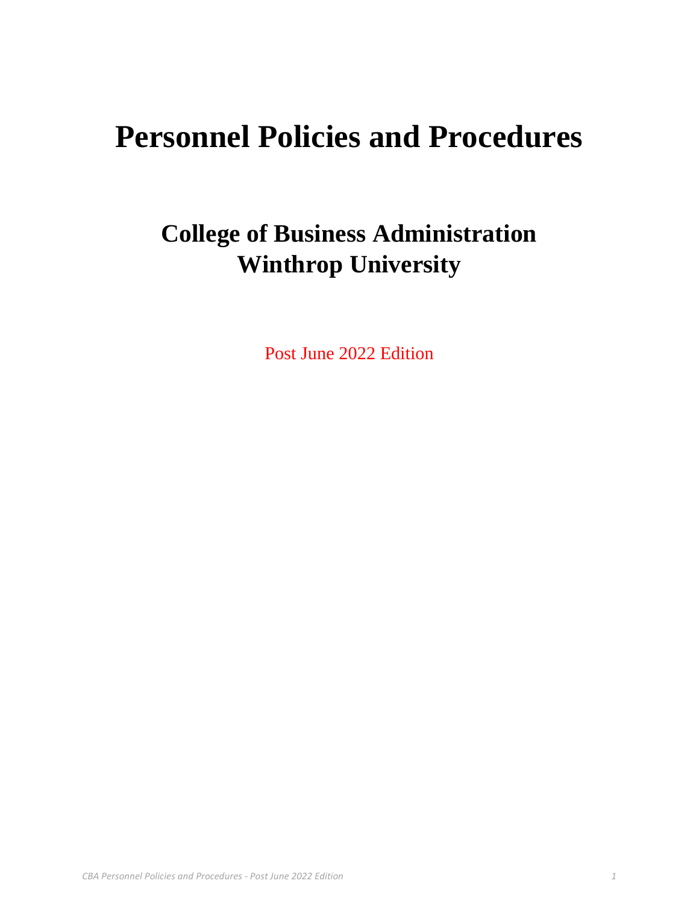# Personnel Policies and Procedures

## College of Business Administration
## Winthrop University

Post June 2022 Edition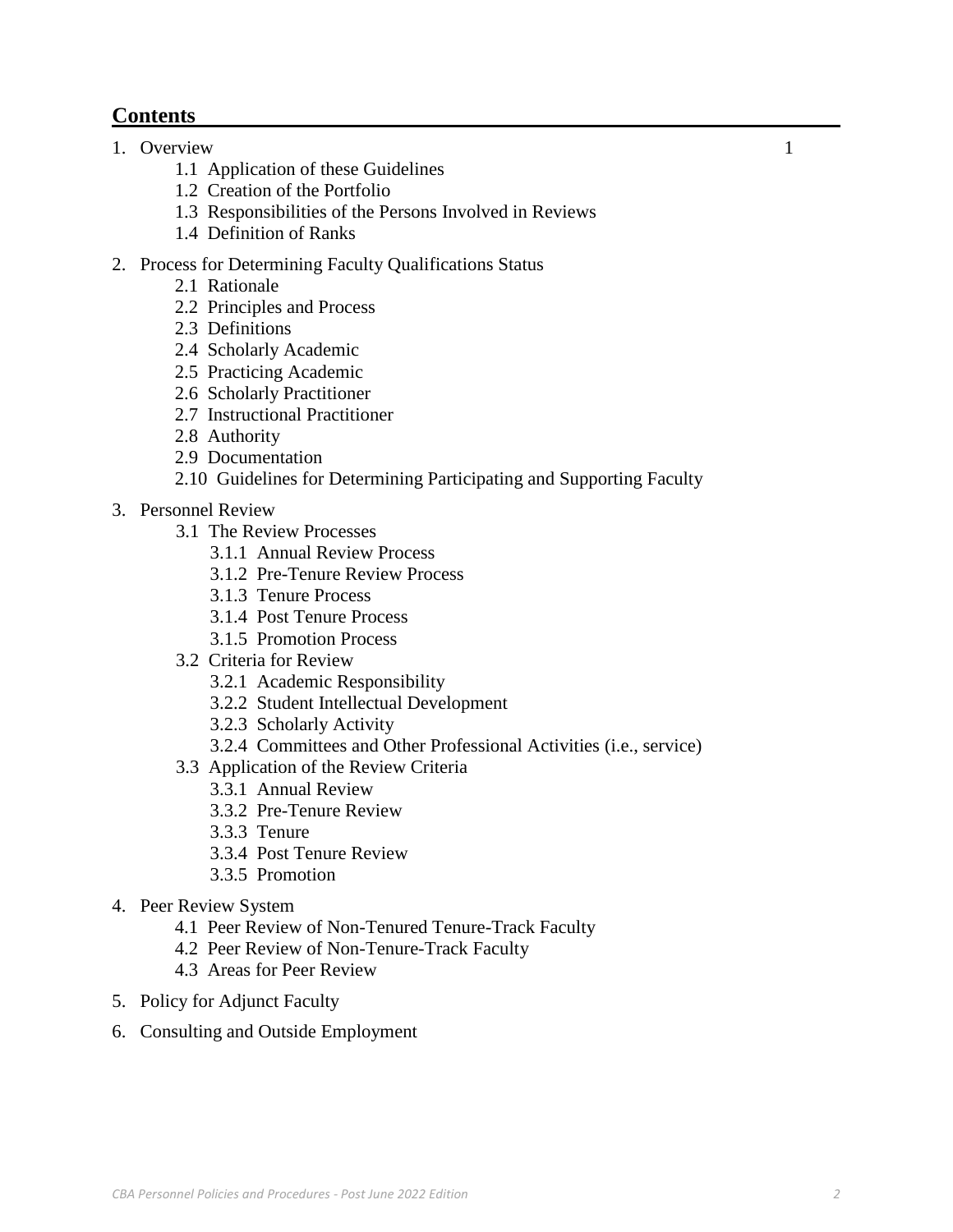## Contents

1. Overview 1
    - 1.1 Application of these Guidelines
    - 1.2 Creation of the Portfolio
    - 1.3 Responsibilities of the Persons Involved in Reviews
    - 1.4 Definition of Ranks
2. Process for Determining Faculty Qualifications Status
    - 2.1 Rationale
    - 2.2 Principles and Process
    - 2.3 Definitions
    - 2.4 Scholarly Academic
    - 2.5 Practicing Academic
    - 2.6 Scholarly Practitioner
    - 2.7 Instructional Practitioner
    - 2.8 Authority
    - 2.9 Documentation
    - 2.10 Guidelines for Determining Participating and Supporting Faculty
3. Personnel Review
    - 3.1 The Review Processes
        - 3.1.1 Annual Review Process
        - 3.1.2 Pre-Tenure Review Process
        - 3.1.3 Tenure Process
        - 3.1.4 Post Tenure Process
        - 3.1.5 Promotion Process
    - 3.2 Criteria for Review
        - 3.2.1 Academic Responsibility
        - 3.2.2 Student Intellectual Development
        - 3.2.3 Scholarly Activity
        - 3.2.4 Committees and Other Professional Activities (i.e., service)
    - 3.3 Application of the Review Criteria
        - 3.3.1 Annual Review
        - 3.3.2 Pre-Tenure Review
        - 3.3.3 Tenure
        - 3.3.4 Post Tenure Review
        - 3.3.5 Promotion
4. Peer Review System
    - 4.1 Peer Review of Non-Tenured Tenure-Track Faculty
    - 4.2 Peer Review of Non-Tenure-Track Faculty
    - 4.3 Areas for Peer Review
5. Policy for Adjunct Faculty
6. Consulting and Outside Employment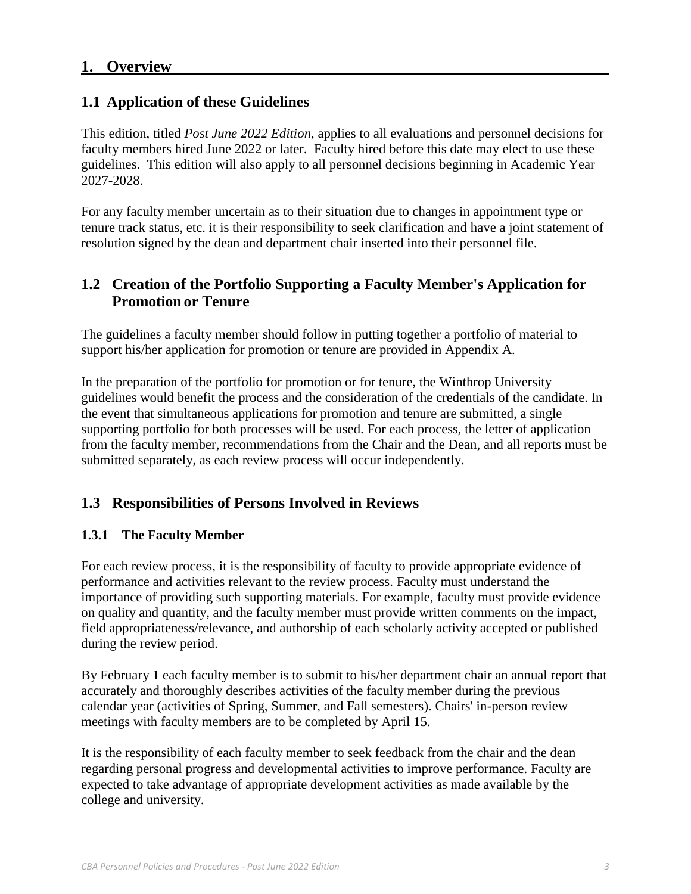# 1. Overview

## 1.1 Application of these Guidelines

This edition, titled *Post June 2022 Edition*, applies to all evaluations and personnel decisions for faculty members hired June 2022 or later. Faculty hired before this date may elect to use these guidelines. This edition will also apply to all personnel decisions beginning in Academic Year 2027-2028.

For any faculty member uncertain as to their situation due to changes in appointment type or tenure track status, etc. it is their responsibility to seek clarification and have a joint statement of resolution signed by the dean and department chair inserted into their personnel file.

## 1.2 Creation of the Portfolio Supporting a Faculty Member's Application for Promotion or Tenure

The guidelines a faculty member should follow in putting together a portfolio of material to support his/her application for promotion or tenure are provided in Appendix A.

In the preparation of the portfolio for promotion or for tenure, the Winthrop University guidelines would benefit the process and the consideration of the credentials of the candidate. In the event that simultaneous applications for promotion and tenure are submitted, a single supporting portfolio for both processes will be used. For each process, the letter of application from the faculty member, recommendations from the Chair and the Dean, and all reports must be submitted separately, as each review process will occur independently.

## 1.3 Responsibilities of Persons Involved in Reviews

### 1.3.1 The Faculty Member

For each review process, it is the responsibility of faculty to provide appropriate evidence of performance and activities relevant to the review process. Faculty must understand the importance of providing such supporting materials. For example, faculty must provide evidence on quality and quantity, and the faculty member must provide written comments on the impact, field appropriateness/relevance, and authorship of each scholarly activity accepted or published during the review period.

By February 1 each faculty member is to submit to his/her department chair an annual report that accurately and thoroughly describes activities of the faculty member during the previous calendar year (activities of Spring, Summer, and Fall semesters). Chairs' in-person review meetings with faculty members are to be completed by April 15.

It is the responsibility of each faculty member to seek feedback from the chair and the dean regarding personal progress and developmental activities to improve performance. Faculty are expected to take advantage of appropriate development activities as made available by the college and university.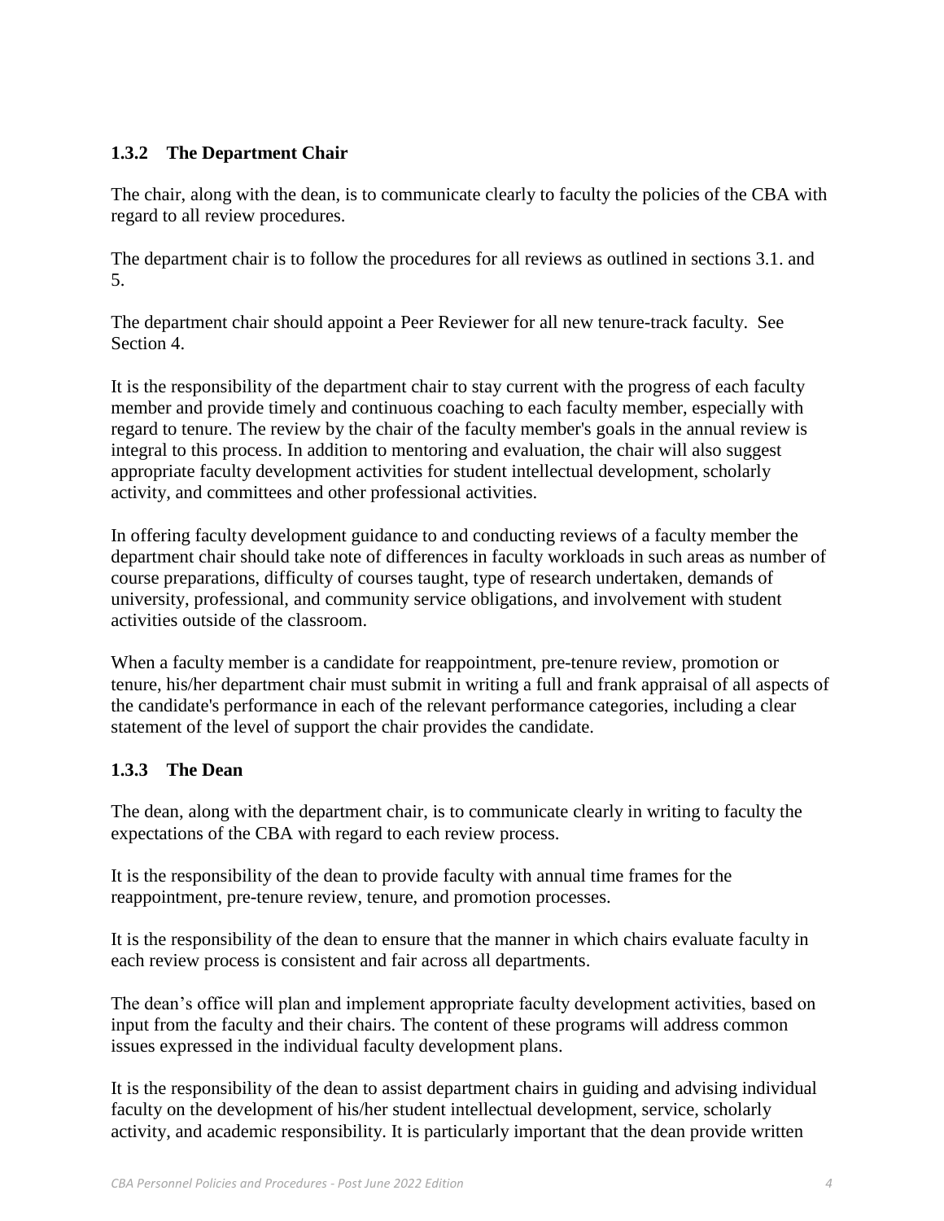### 1.3.2 The Department Chair

The chair, along with the dean, is to communicate clearly to faculty the policies of the CBA with regard to all review procedures.

The department chair is to follow the procedures for all reviews as outlined in sections 3.1. and 5.

The department chair should appoint a Peer Reviewer for all new tenure-track faculty. See Section 4.

It is the responsibility of the department chair to stay current with the progress of each faculty member and provide timely and continuous coaching to each faculty member, especially with regard to tenure. The review by the chair of the faculty member's goals in the annual review is integral to this process. In addition to mentoring and evaluation, the chair will also suggest appropriate faculty development activities for student intellectual development, scholarly activity, and committees and other professional activities.

In offering faculty development guidance to and conducting reviews of a faculty member the department chair should take note of differences in faculty workloads in such areas as number of course preparations, difficulty of courses taught, type of research undertaken, demands of university, professional, and community service obligations, and involvement with student activities outside of the classroom.

When a faculty member is a candidate for reappointment, pre-tenure review, promotion or tenure, his/her department chair must submit in writing a full and frank appraisal of all aspects of the candidate's performance in each of the relevant performance categories, including a clear statement of the level of support the chair provides the candidate.

### 1.3.3 The Dean

The dean, along with the department chair, is to communicate clearly in writing to faculty the expectations of the CBA with regard to each review process.

It is the responsibility of the dean to provide faculty with annual time frames for the reappointment, pre-tenure review, tenure, and promotion processes.

It is the responsibility of the dean to ensure that the manner in which chairs evaluate faculty in each review process is consistent and fair across all departments.

The dean's office will plan and implement appropriate faculty development activities, based on input from the faculty and their chairs. The content of these programs will address common issues expressed in the individual faculty development plans.

It is the responsibility of the dean to assist department chairs in guiding and advising individual faculty on the development of his/her student intellectual development, service, scholarly activity, and academic responsibility. It is particularly important that the dean provide written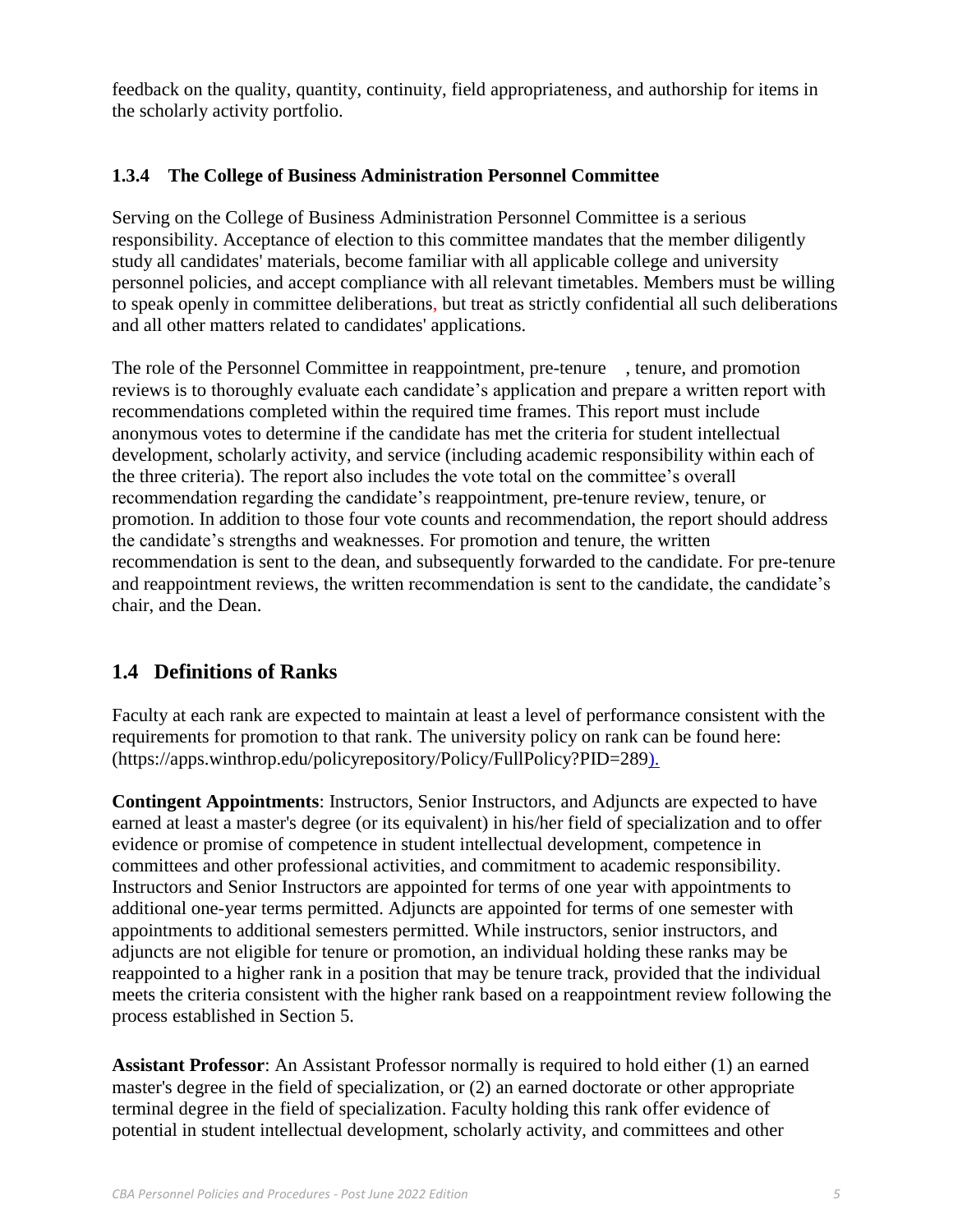feedback on the quality, quantity, continuity, field appropriateness, and authorship for items in the scholarly activity portfolio.

### 1.3.4 The College of Business Administration Personnel Committee

Serving on the College of Business Administration Personnel Committee is a serious responsibility. Acceptance of election to this committee mandates that the member diligently study all candidates' materials, become familiar with all applicable college and university personnel policies, and accept compliance with all relevant timetables. Members must be willing to speak openly in committee deliberations, but treat as strictly confidential all such deliberations and all other matters related to candidates' applications.

The role of the Personnel Committee in reappointment, pre-tenure , tenure, and promotion reviews is to thoroughly evaluate each candidate's application and prepare a written report with recommendations completed within the required time frames. This report must include anonymous votes to determine if the candidate has met the criteria for student intellectual development, scholarly activity, and service (including academic responsibility within each of the three criteria). The report also includes the vote total on the committee's overall recommendation regarding the candidate's reappointment, pre-tenure review, tenure, or promotion. In addition to those four vote counts and recommendation, the report should address the candidate's strengths and weaknesses. For promotion and tenure, the written recommendation is sent to the dean, and subsequently forwarded to the candidate. For pre-tenure and reappointment reviews, the written recommendation is sent to the candidate, the candidate's chair, and the Dean.

## 1.4 Definitions of Ranks

Faculty at each rank are expected to maintain at least a level of performance consistent with the requirements for promotion to that rank. The university policy on rank can be found here: (https://apps.winthrop.edu/policyrepository/Policy/FullPolicy?PID=289).

**Contingent Appointments**: Instructors, Senior Instructors, and Adjuncts are expected to have earned at least a master's degree (or its equivalent) in his/her field of specialization and to offer evidence or promise of competence in student intellectual development, competence in committees and other professional activities, and commitment to academic responsibility. Instructors and Senior Instructors are appointed for terms of one year with appointments to additional one-year terms permitted. Adjuncts are appointed for terms of one semester with appointments to additional semesters permitted. While instructors, senior instructors, and adjuncts are not eligible for tenure or promotion, an individual holding these ranks may be reappointed to a higher rank in a position that may be tenure track, provided that the individual meets the criteria consistent with the higher rank based on a reappointment review following the process established in Section 5.

**Assistant Professor**: An Assistant Professor normally is required to hold either (1) an earned master's degree in the field of specialization, or (2) an earned doctorate or other appropriate terminal degree in the field of specialization. Faculty holding this rank offer evidence of potential in student intellectual development, scholarly activity, and committees and other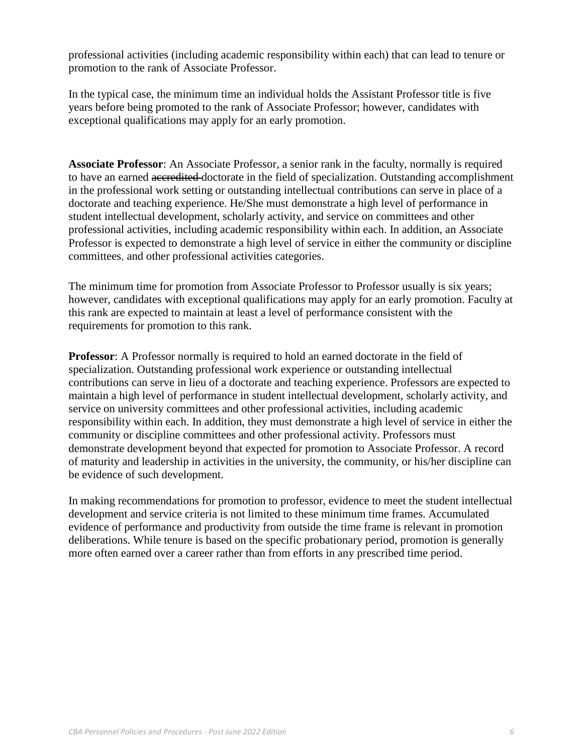professional activities (including academic responsibility within each) that can lead to tenure or promotion to the rank of Associate Professor.

In the typical case, the minimum time an individual holds the Assistant Professor title is five years before being promoted to the rank of Associate Professor; however, candidates with exceptional qualifications may apply for an early promotion.

**Associate Professor**: An Associate Professor, a senior rank in the faculty, normally is required to have an earned ~~accredited~~ doctorate in the field of specialization. Outstanding accomplishment in the professional work setting or outstanding intellectual contributions can serve in place of a doctorate and teaching experience. He/She must demonstrate a high level of performance in student intellectual development, scholarly activity, and service on committees and other professional activities, including academic responsibility within each. In addition, an Associate Professor is expected to demonstrate a high level of service in either the community or discipline committees, and other professional activities categories.

The minimum time for promotion from Associate Professor to Professor usually is six years; however, candidates with exceptional qualifications may apply for an early promotion. Faculty at this rank are expected to maintain at least a level of performance consistent with the requirements for promotion to this rank.

**Professor**: A Professor normally is required to hold an earned doctorate in the field of specialization. Outstanding professional work experience or outstanding intellectual contributions can serve in lieu of a doctorate and teaching experience. Professors are expected to maintain a high level of performance in student intellectual development, scholarly activity, and service on university committees and other professional activities, including academic responsibility within each. In addition, they must demonstrate a high level of service in either the community or discipline committees and other professional activity. Professors must demonstrate development beyond that expected for promotion to Associate Professor. A record of maturity and leadership in activities in the university, the community, or his/her discipline can be evidence of such development.

In making recommendations for promotion to professor, evidence to meet the student intellectual development and service criteria is not limited to these minimum time frames. Accumulated evidence of performance and productivity from outside the time frame is relevant in promotion deliberations. While tenure is based on the specific probationary period, promotion is generally more often earned over a career rather than from efforts in any prescribed time period.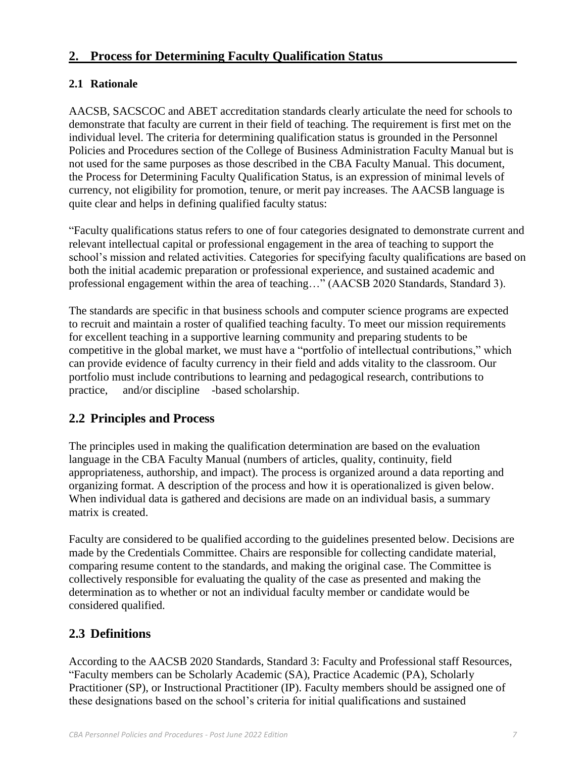## 2. Process for Determining Faculty Qualification Status

### 2.1 Rationale

AACSB, SACSCOC and ABET accreditation standards clearly articulate the need for schools to demonstrate that faculty are current in their field of teaching. The requirement is first met on the individual level. The criteria for determining qualification status is grounded in the Personnel Policies and Procedures section of the College of Business Administration Faculty Manual but is not used for the same purposes as those described in the CBA Faculty Manual. This document, the Process for Determining Faculty Qualification Status, is an expression of minimal levels of currency, not eligibility for promotion, tenure, or merit pay increases. The AACSB language is quite clear and helps in defining qualified faculty status:

"Faculty qualifications status refers to one of four categories designated to demonstrate current and relevant intellectual capital or professional engagement in the area of teaching to support the school's mission and related activities. Categories for specifying faculty qualifications are based on both the initial academic preparation or professional experience, and sustained academic and professional engagement within the area of teaching…" (AACSB 2020 Standards, Standard 3).

The standards are specific in that business schools and computer science programs are expected to recruit and maintain a roster of qualified teaching faculty. To meet our mission requirements for excellent teaching in a supportive learning community and preparing students to be competitive in the global market, we must have a "portfolio of intellectual contributions," which can provide evidence of faculty currency in their field and adds vitality to the classroom. Our portfolio must include contributions to learning and pedagogical research, contributions to practice, and/or discipline-based scholarship.

## 2.2 Principles and Process

The principles used in making the qualification determination are based on the evaluation language in the CBA Faculty Manual (numbers of articles, quality, continuity, field appropriateness, authorship, and impact). The process is organized around a data reporting and organizing format. A description of the process and how it is operationalized is given below. When individual data is gathered and decisions are made on an individual basis, a summary matrix is created.

Faculty are considered to be qualified according to the guidelines presented below. Decisions are made by the Credentials Committee. Chairs are responsible for collecting candidate material, comparing resume content to the standards, and making the original case. The Committee is collectively responsible for evaluating the quality of the case as presented and making the determination as to whether or not an individual faculty member or candidate would be considered qualified.

## 2.3 Definitions

According to the AACSB 2020 Standards, Standard 3: Faculty and Professional staff Resources, "Faculty members can be Scholarly Academic (SA), Practice Academic (PA), Scholarly Practitioner (SP), or Instructional Practitioner (IP). Faculty members should be assigned one of these designations based on the school's criteria for initial qualifications and sustained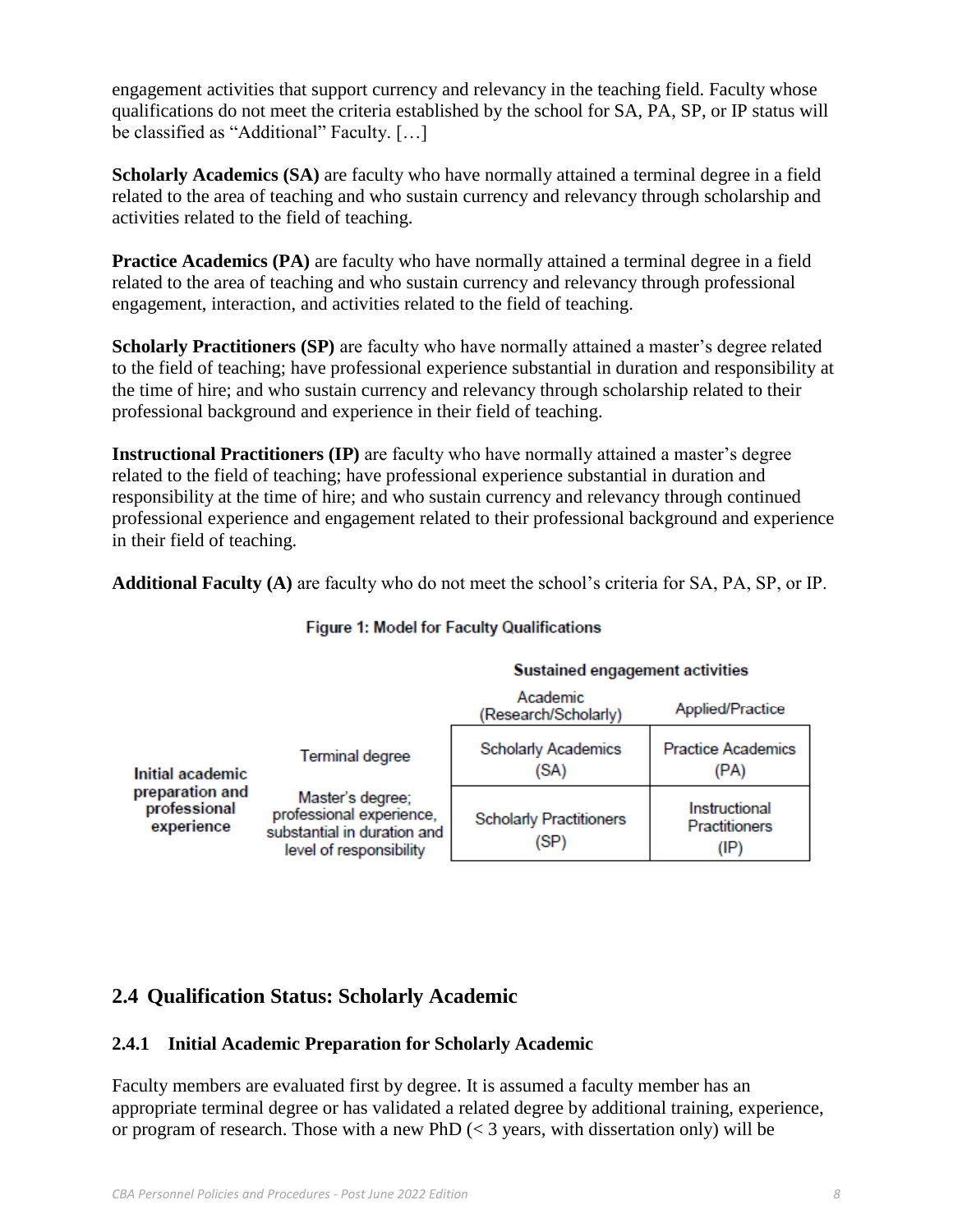engagement activities that support currency and relevancy in the teaching field. Faculty whose qualifications do not meet the criteria established by the school for SA, PA, SP, or IP status will be classified as "Additional" Faculty. […]

**Scholarly Academics (SA)** are faculty who have normally attained a terminal degree in a field related to the area of teaching and who sustain currency and relevancy through scholarship and activities related to the field of teaching.

**Practice Academics (PA)** are faculty who have normally attained a terminal degree in a field related to the area of teaching and who sustain currency and relevancy through professional engagement, interaction, and activities related to the field of teaching.

**Scholarly Practitioners (SP)** are faculty who have normally attained a master's degree related to the field of teaching; have professional experience substantial in duration and responsibility at the time of hire; and who sustain currency and relevancy through scholarship related to their professional background and experience in their field of teaching.

**Instructional Practitioners (IP)** are faculty who have normally attained a master's degree related to the field of teaching; have professional experience substantial in duration and responsibility at the time of hire; and who sustain currency and relevancy through continued professional experience and engagement related to their professional background and experience in their field of teaching.

**Additional Faculty (A)** are faculty who do not meet the school's criteria for SA, PA, SP, or IP.

**Figure 1: Model for Faculty Qualifications**

| | | Sustained engagement activities | |
|---|---|---|---|
| | | Academic (Research/Scholarly) | Applied/Practice |
| **Initial academic preparation and professional experience** | Terminal degree | Scholarly Academics (SA) | Practice Academics (PA) |
| | Master's degree; professional experience, substantial in duration and level of responsibility | Scholarly Practitioners (SP) | Instructional Practitioners (IP) |

## 2.4 Qualification Status: Scholarly Academic

### 2.4.1 Initial Academic Preparation for Scholarly Academic

Faculty members are evaluated first by degree. It is assumed a faculty member has an appropriate terminal degree or has validated a related degree by additional training, experience, or program of research. Those with a new PhD (< 3 years, with dissertation only) will be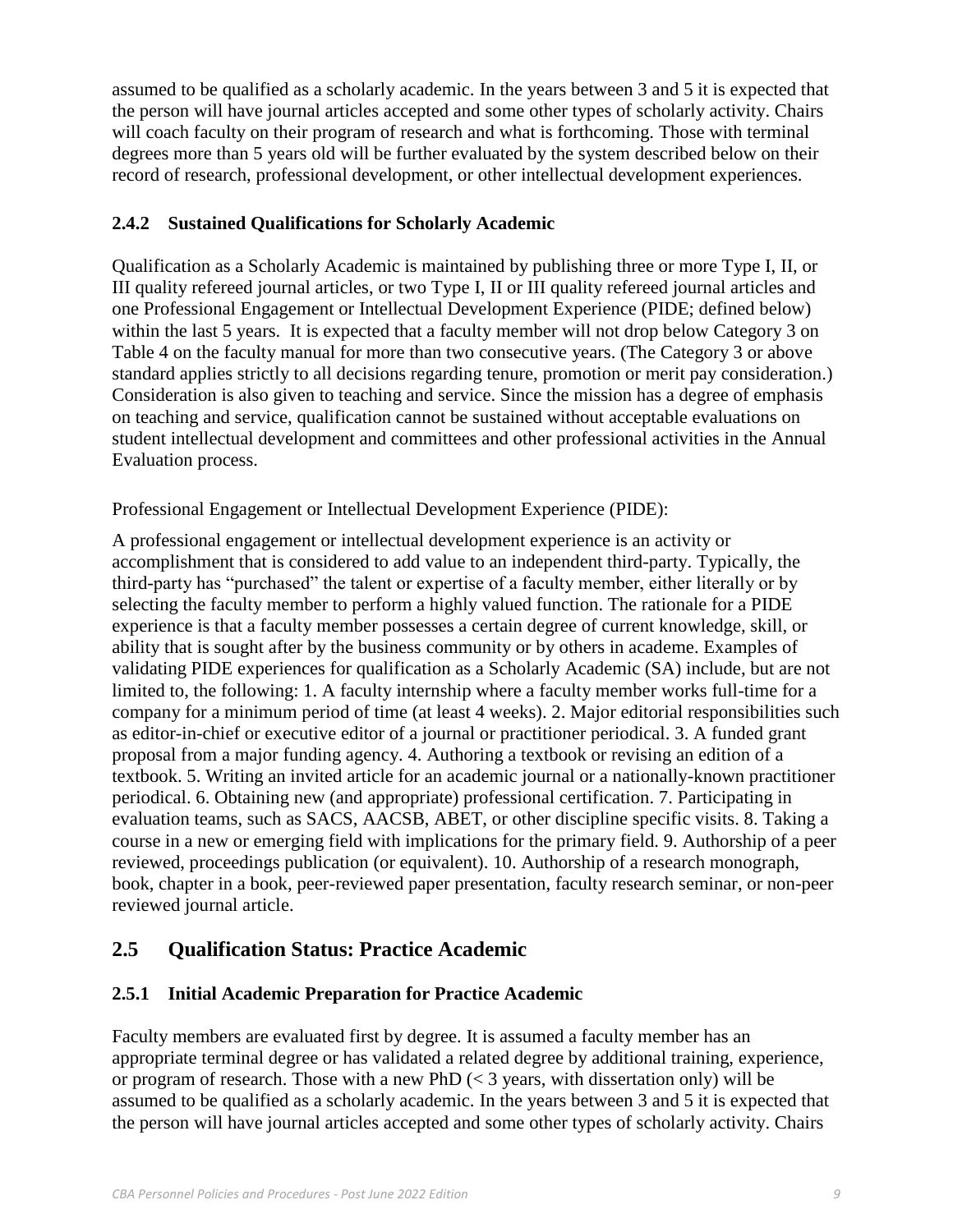assumed to be qualified as a scholarly academic. In the years between 3 and 5 it is expected that the person will have journal articles accepted and some other types of scholarly activity. Chairs will coach faculty on their program of research and what is forthcoming. Those with terminal degrees more than 5 years old will be further evaluated by the system described below on their record of research, professional development, or other intellectual development experiences.

### 2.4.2 Sustained Qualifications for Scholarly Academic

Qualification as a Scholarly Academic is maintained by publishing three or more Type I, II, or III quality refereed journal articles, or two Type I, II or III quality refereed journal articles and one Professional Engagement or Intellectual Development Experience (PIDE; defined below) within the last 5 years. It is expected that a faculty member will not drop below Category 3 on Table 4 on the faculty manual for more than two consecutive years. (The Category 3 or above standard applies strictly to all decisions regarding tenure, promotion or merit pay consideration.) Consideration is also given to teaching and service. Since the mission has a degree of emphasis on teaching and service, qualification cannot be sustained without acceptable evaluations on student intellectual development and committees and other professional activities in the Annual Evaluation process.

Professional Engagement or Intellectual Development Experience (PIDE):

A professional engagement or intellectual development experience is an activity or accomplishment that is considered to add value to an independent third-party. Typically, the third-party has "purchased" the talent or expertise of a faculty member, either literally or by selecting the faculty member to perform a highly valued function. The rationale for a PIDE experience is that a faculty member possesses a certain degree of current knowledge, skill, or ability that is sought after by the business community or by others in academe. Examples of validating PIDE experiences for qualification as a Scholarly Academic (SA) include, but are not limited to, the following: 1. A faculty internship where a faculty member works full-time for a company for a minimum period of time (at least 4 weeks). 2. Major editorial responsibilities such as editor-in-chief or executive editor of a journal or practitioner periodical. 3. A funded grant proposal from a major funding agency. 4. Authoring a textbook or revising an edition of a textbook. 5. Writing an invited article for an academic journal or a nationally-known practitioner periodical. 6. Obtaining new (and appropriate) professional certification. 7. Participating in evaluation teams, such as SACS, AACSB, ABET, or other discipline specific visits. 8. Taking a course in a new or emerging field with implications for the primary field. 9. Authorship of a peer reviewed, proceedings publication (or equivalent). 10. Authorship of a research monograph, book, chapter in a book, peer-reviewed paper presentation, faculty research seminar, or non-peer reviewed journal article.

## 2.5 Qualification Status: Practice Academic

### 2.5.1 Initial Academic Preparation for Practice Academic

Faculty members are evaluated first by degree. It is assumed a faculty member has an appropriate terminal degree or has validated a related degree by additional training, experience, or program of research. Those with a new PhD (< 3 years, with dissertation only) will be assumed to be qualified as a scholarly academic. In the years between 3 and 5 it is expected that the person will have journal articles accepted and some other types of scholarly activity. Chairs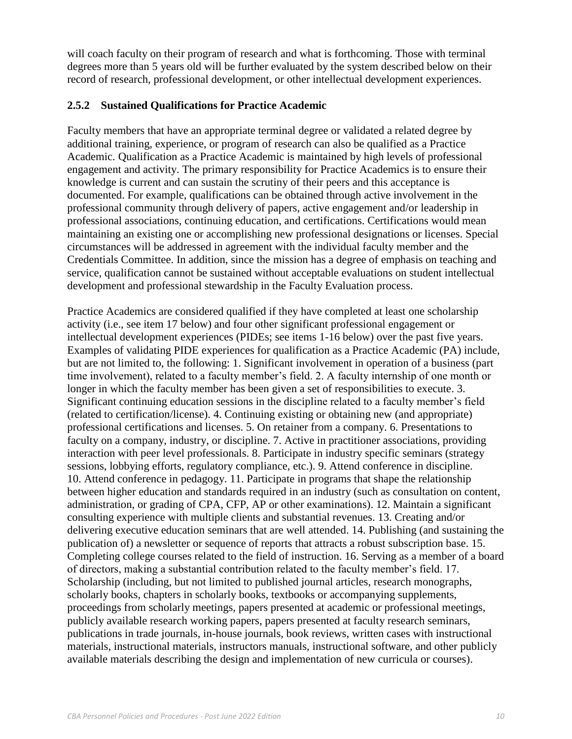will coach faculty on their program of research and what is forthcoming. Those with terminal degrees more than 5 years old will be further evaluated by the system described below on their record of research, professional development, or other intellectual development experiences.

### 2.5.2 Sustained Qualifications for Practice Academic

Faculty members that have an appropriate terminal degree or validated a related degree by additional training, experience, or program of research can also be qualified as a Practice Academic. Qualification as a Practice Academic is maintained by high levels of professional engagement and activity. The primary responsibility for Practice Academics is to ensure their knowledge is current and can sustain the scrutiny of their peers and this acceptance is documented. For example, qualifications can be obtained through active involvement in the professional community through delivery of papers, active engagement and/or leadership in professional associations, continuing education, and certifications. Certifications would mean maintaining an existing one or accomplishing new professional designations or licenses. Special circumstances will be addressed in agreement with the individual faculty member and the Credentials Committee. In addition, since the mission has a degree of emphasis on teaching and service, qualification cannot be sustained without acceptable evaluations on student intellectual development and professional stewardship in the Faculty Evaluation process.

Practice Academics are considered qualified if they have completed at least one scholarship activity (i.e., see item 17 below) and four other significant professional engagement or intellectual development experiences (PIDEs; see items 1-16 below) over the past five years. Examples of validating PIDE experiences for qualification as a Practice Academic (PA) include, but are not limited to, the following: 1. Significant involvement in operation of a business (part time involvement), related to a faculty member's field. 2. A faculty internship of one month or longer in which the faculty member has been given a set of responsibilities to execute. 3. Significant continuing education sessions in the discipline related to a faculty member's field (related to certification/license). 4. Continuing existing or obtaining new (and appropriate) professional certifications and licenses. 5. On retainer from a company. 6. Presentations to faculty on a company, industry, or discipline. 7. Active in practitioner associations, providing interaction with peer level professionals. 8. Participate in industry specific seminars (strategy sessions, lobbying efforts, regulatory compliance, etc.). 9. Attend conference in discipline. 10. Attend conference in pedagogy. 11. Participate in programs that shape the relationship between higher education and standards required in an industry (such as consultation on content, administration, or grading of CPA, CFP, AP or other examinations). 12. Maintain a significant consulting experience with multiple clients and substantial revenues. 13. Creating and/or delivering executive education seminars that are well attended. 14. Publishing (and sustaining the publication of) a newsletter or sequence of reports that attracts a robust subscription base. 15. Completing college courses related to the field of instruction. 16. Serving as a member of a board of directors, making a substantial contribution related to the faculty member's field. 17. Scholarship (including, but not limited to published journal articles, research monographs, scholarly books, chapters in scholarly books, textbooks or accompanying supplements, proceedings from scholarly meetings, papers presented at academic or professional meetings, publicly available research working papers, papers presented at faculty research seminars, publications in trade journals, in-house journals, book reviews, written cases with instructional materials, instructional materials, instructors manuals, instructional software, and other publicly available materials describing the design and implementation of new curricula or courses).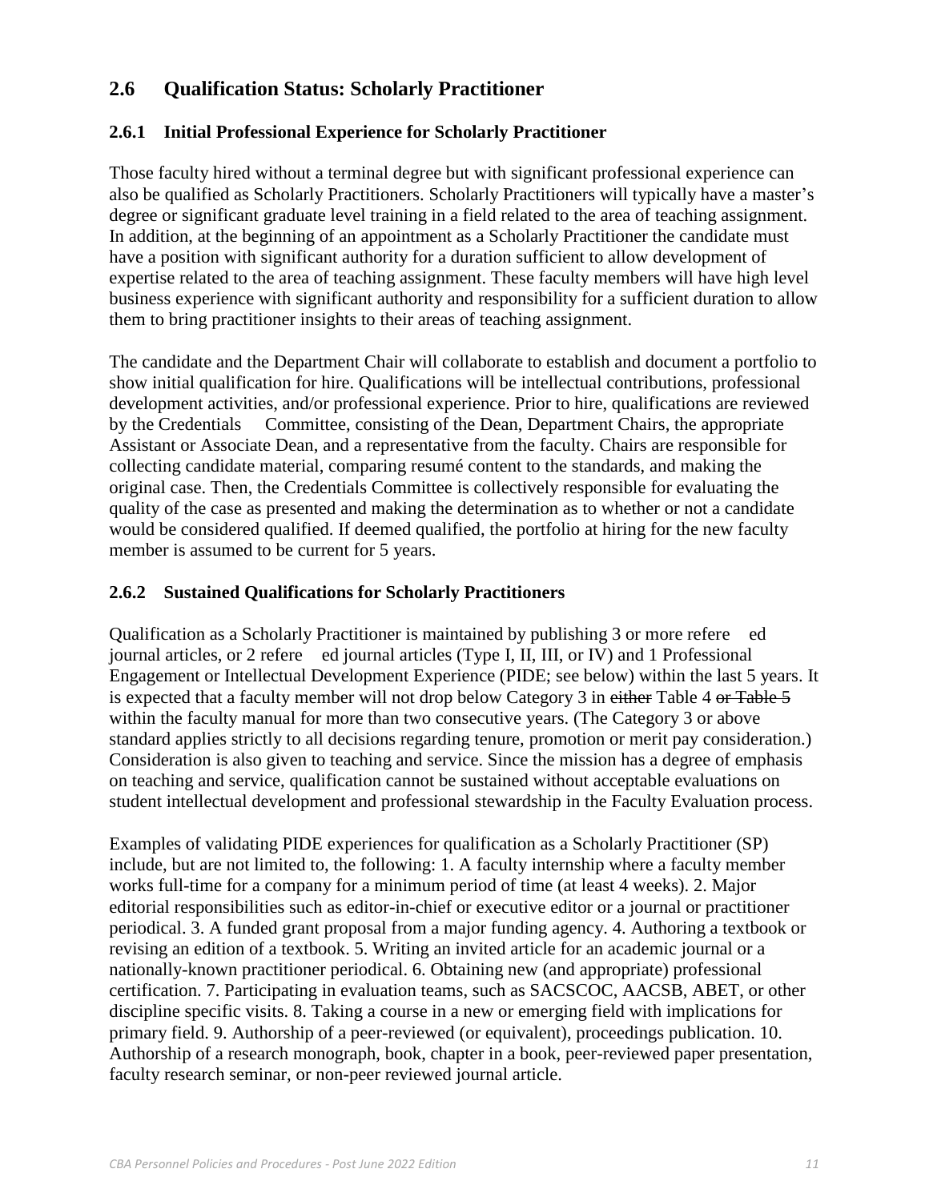## 2.6 Qualification Status: Scholarly Practitioner

### 2.6.1 Initial Professional Experience for Scholarly Practitioner

Those faculty hired without a terminal degree but with significant professional experience can also be qualified as Scholarly Practitioners. Scholarly Practitioners will typically have a master's degree or significant graduate level training in a field related to the area of teaching assignment. In addition, at the beginning of an appointment as a Scholarly Practitioner the candidate must have a position with significant authority for a duration sufficient to allow development of expertise related to the area of teaching assignment. These faculty members will have high level business experience with significant authority and responsibility for a sufficient duration to allow them to bring practitioner insights to their areas of teaching assignment.

The candidate and the Department Chair will collaborate to establish and document a portfolio to show initial qualification for hire. Qualifications will be intellectual contributions, professional development activities, and/or professional experience. Prior to hire, qualifications are reviewed by the Credentials Committee, consisting of the Dean, Department Chairs, the appropriate Assistant or Associate Dean, and a representative from the faculty. Chairs are responsible for collecting candidate material, comparing resumé content to the standards, and making the original case. Then, the Credentials Committee is collectively responsible for evaluating the quality of the case as presented and making the determination as to whether or not a candidate would be considered qualified. If deemed qualified, the portfolio at hiring for the new faculty member is assumed to be current for 5 years.

### 2.6.2 Sustained Qualifications for Scholarly Practitioners

Qualification as a Scholarly Practitioner is maintained by publishing 3 or more refere ed journal articles, or 2 refere ed journal articles (Type I, II, III, or IV) and 1 Professional Engagement or Intellectual Development Experience (PIDE; see below) within the last 5 years. It is expected that a faculty member will not drop below Category 3 in ~~either~~ Table 4 ~~or Table 5~~ within the faculty manual for more than two consecutive years. (The Category 3 or above standard applies strictly to all decisions regarding tenure, promotion or merit pay consideration.) Consideration is also given to teaching and service. Since the mission has a degree of emphasis on teaching and service, qualification cannot be sustained without acceptable evaluations on student intellectual development and professional stewardship in the Faculty Evaluation process.

Examples of validating PIDE experiences for qualification as a Scholarly Practitioner (SP) include, but are not limited to, the following: 1. A faculty internship where a faculty member works full-time for a company for a minimum period of time (at least 4 weeks). 2. Major editorial responsibilities such as editor-in-chief or executive editor or a journal or practitioner periodical. 3. A funded grant proposal from a major funding agency. 4. Authoring a textbook or revising an edition of a textbook. 5. Writing an invited article for an academic journal or a nationally-known practitioner periodical. 6. Obtaining new (and appropriate) professional certification. 7. Participating in evaluation teams, such as SACSCOC, AACSB, ABET, or other discipline specific visits. 8. Taking a course in a new or emerging field with implications for primary field. 9. Authorship of a peer-reviewed (or equivalent), proceedings publication. 10. Authorship of a research monograph, book, chapter in a book, peer-reviewed paper presentation, faculty research seminar, or non-peer reviewed journal article.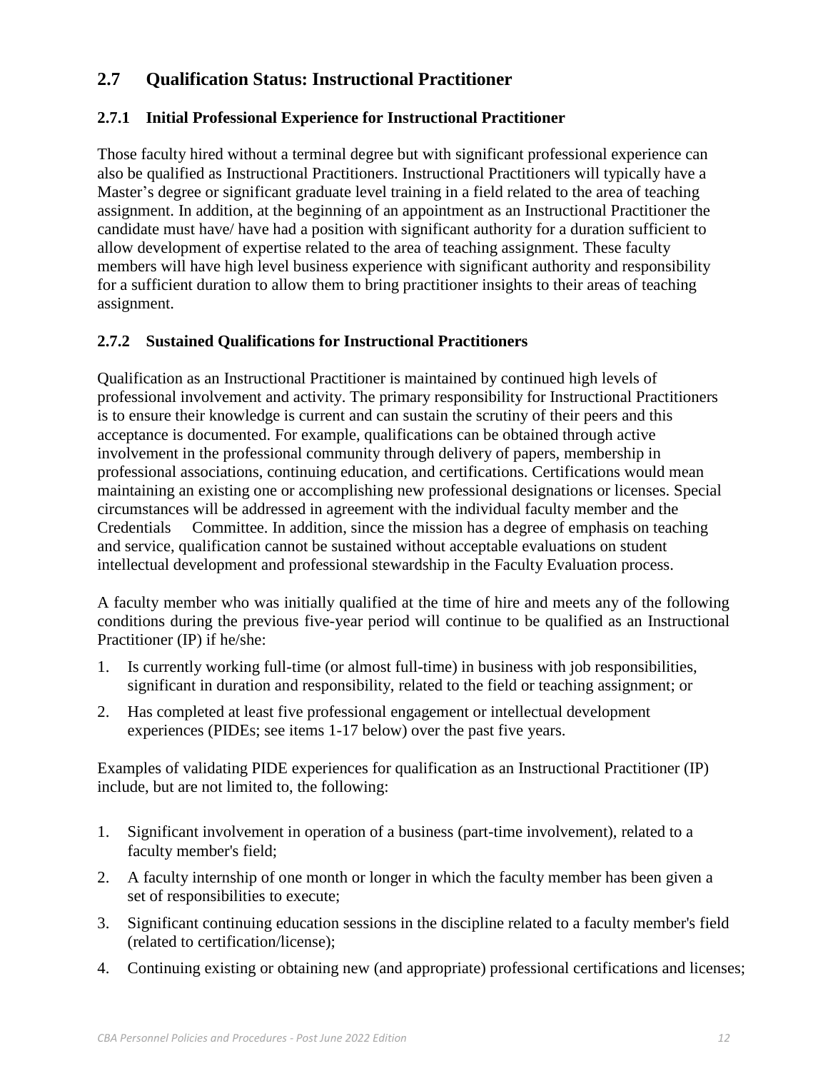## 2.7 Qualification Status: Instructional Practitioner

### 2.7.1 Initial Professional Experience for Instructional Practitioner

Those faculty hired without a terminal degree but with significant professional experience can also be qualified as Instructional Practitioners. Instructional Practitioners will typically have a Master's degree or significant graduate level training in a field related to the area of teaching assignment. In addition, at the beginning of an appointment as an Instructional Practitioner the candidate must have/ have had a position with significant authority for a duration sufficient to allow development of expertise related to the area of teaching assignment. These faculty members will have high level business experience with significant authority and responsibility for a sufficient duration to allow them to bring practitioner insights to their areas of teaching assignment.

### 2.7.2 Sustained Qualifications for Instructional Practitioners

Qualification as an Instructional Practitioner is maintained by continued high levels of professional involvement and activity. The primary responsibility for Instructional Practitioners is to ensure their knowledge is current and can sustain the scrutiny of their peers and this acceptance is documented. For example, qualifications can be obtained through active involvement in the professional community through delivery of papers, membership in professional associations, continuing education, and certifications. Certifications would mean maintaining an existing one or accomplishing new professional designations or licenses. Special circumstances will be addressed in agreement with the individual faculty member and the Credentials Committee. In addition, since the mission has a degree of emphasis on teaching and service, qualification cannot be sustained without acceptable evaluations on student intellectual development and professional stewardship in the Faculty Evaluation process.

A faculty member who was initially qualified at the time of hire and meets any of the following conditions during the previous five-year period will continue to be qualified as an Instructional Practitioner (IP) if he/she:

1. Is currently working full-time (or almost full-time) in business with job responsibilities, significant in duration and responsibility, related to the field or teaching assignment; or
2. Has completed at least five professional engagement or intellectual development experiences (PIDEs; see items 1-17 below) over the past five years.

Examples of validating PIDE experiences for qualification as an Instructional Practitioner (IP) include, but are not limited to, the following:

1. Significant involvement in operation of a business (part-time involvement), related to a faculty member's field;
2. A faculty internship of one month or longer in which the faculty member has been given a set of responsibilities to execute;
3. Significant continuing education sessions in the discipline related to a faculty member's field (related to certification/license);
4. Continuing existing or obtaining new (and appropriate) professional certifications and licenses;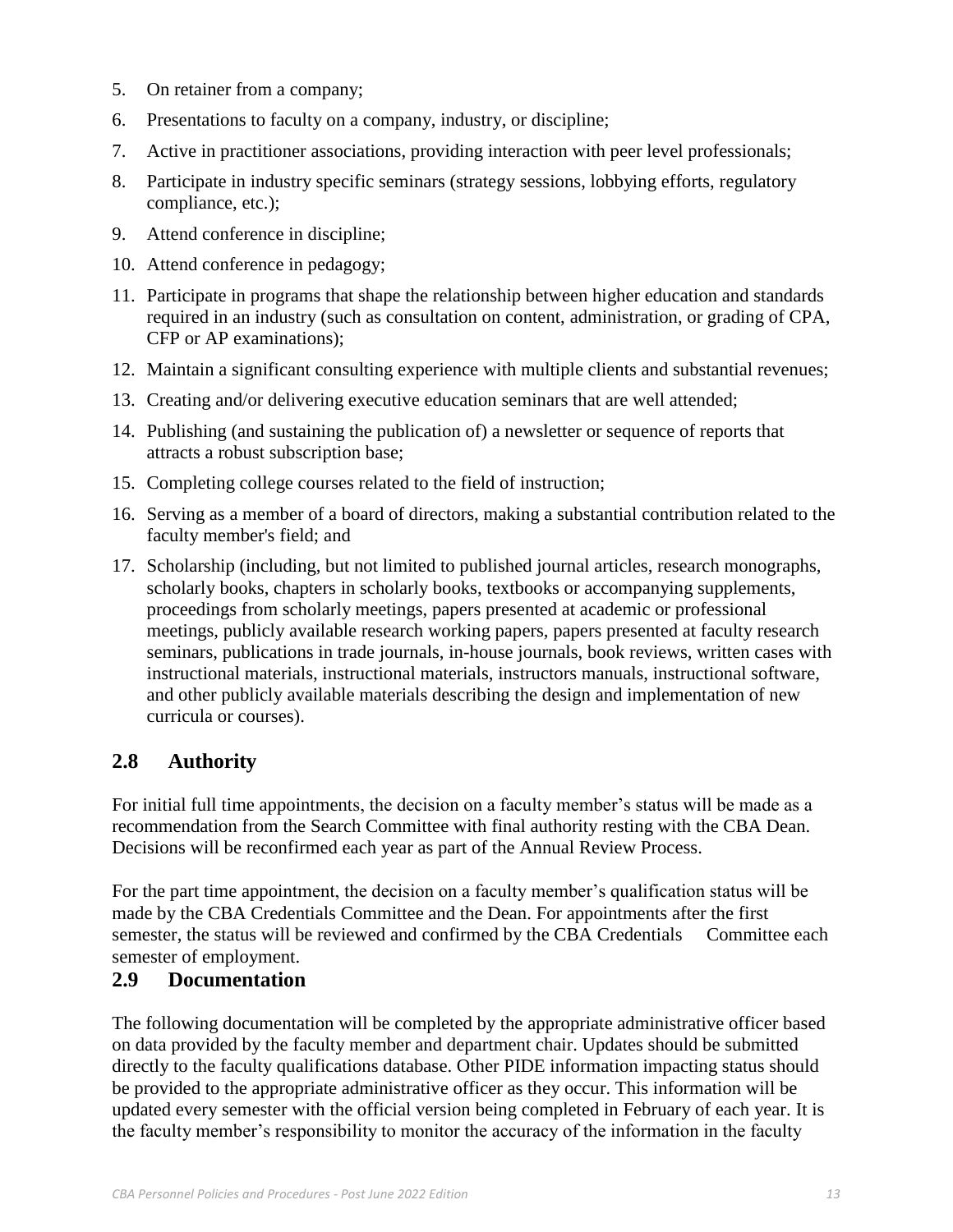5. On retainer from a company;
6. Presentations to faculty on a company, industry, or discipline;
7. Active in practitioner associations, providing interaction with peer level professionals;
8. Participate in industry specific seminars (strategy sessions, lobbying efforts, regulatory compliance, etc.);
9. Attend conference in discipline;
10. Attend conference in pedagogy;
11. Participate in programs that shape the relationship between higher education and standards required in an industry (such as consultation on content, administration, or grading of CPA, CFP or AP examinations);
12. Maintain a significant consulting experience with multiple clients and substantial revenues;
13. Creating and/or delivering executive education seminars that are well attended;
14. Publishing (and sustaining the publication of) a newsletter or sequence of reports that attracts a robust subscription base;
15. Completing college courses related to the field of instruction;
16. Serving as a member of a board of directors, making a substantial contribution related to the faculty member's field; and
17. Scholarship (including, but not limited to published journal articles, research monographs, scholarly books, chapters in scholarly books, textbooks or accompanying supplements, proceedings from scholarly meetings, papers presented at academic or professional meetings, publicly available research working papers, papers presented at faculty research seminars, publications in trade journals, in-house journals, book reviews, written cases with instructional materials, instructional materials, instructors manuals, instructional software, and other publicly available materials describing the design and implementation of new curricula or courses).

## 2.8 Authority

For initial full time appointments, the decision on a faculty member's status will be made as a recommendation from the Search Committee with final authority resting with the CBA Dean. Decisions will be reconfirmed each year as part of the Annual Review Process.

For the part time appointment, the decision on a faculty member's qualification status will be made by the CBA Credentials Committee and the Dean. For appointments after the first semester, the status will be reviewed and confirmed by the CBA Credentials Committee each semester of employment.

## 2.9 Documentation

The following documentation will be completed by the appropriate administrative officer based on data provided by the faculty member and department chair. Updates should be submitted directly to the faculty qualifications database. Other PIDE information impacting status should be provided to the appropriate administrative officer as they occur. This information will be updated every semester with the official version being completed in February of each year. It is the faculty member's responsibility to monitor the accuracy of the information in the faculty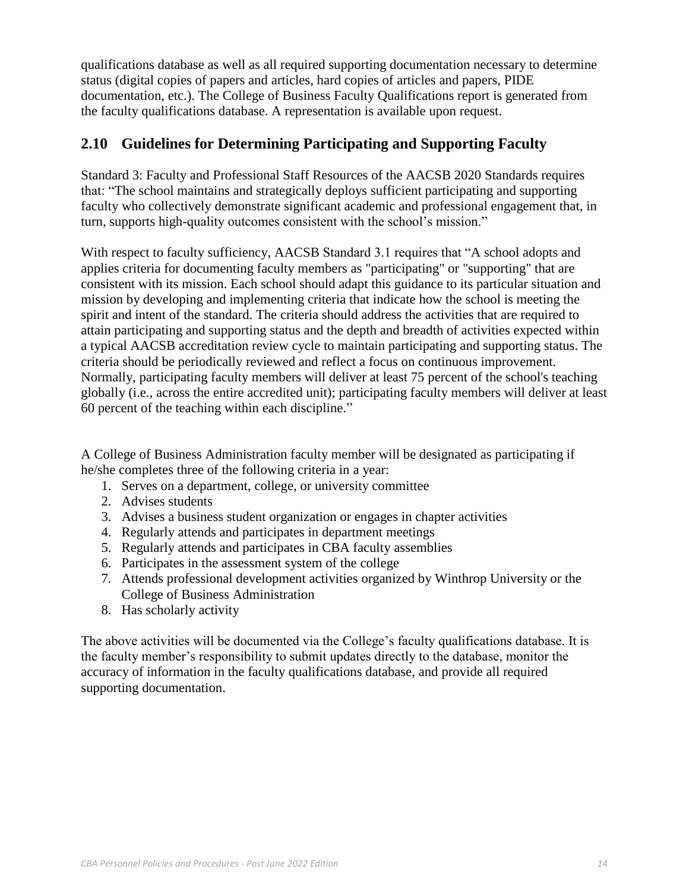qualifications database as well as all required supporting documentation necessary to determine status (digital copies of papers and articles, hard copies of articles and papers, PIDE documentation, etc.). The College of Business Faculty Qualifications report is generated from the faculty qualifications database. A representation is available upon request.

## 2.10 Guidelines for Determining Participating and Supporting Faculty

Standard 3: Faculty and Professional Staff Resources of the AACSB 2020 Standards requires that: "The school maintains and strategically deploys sufficient participating and supporting faculty who collectively demonstrate significant academic and professional engagement that, in turn, supports high-quality outcomes consistent with the school's mission."

With respect to faculty sufficiency, AACSB Standard 3.1 requires that "A school adopts and applies criteria for documenting faculty members as "participating" or "supporting" that are consistent with its mission. Each school should adapt this guidance to its particular situation and mission by developing and implementing criteria that indicate how the school is meeting the spirit and intent of the standard. The criteria should address the activities that are required to attain participating and supporting status and the depth and breadth of activities expected within a typical AACSB accreditation review cycle to maintain participating and supporting status. The criteria should be periodically reviewed and reflect a focus on continuous improvement. Normally, participating faculty members will deliver at least 75 percent of the school's teaching globally (i.e., across the entire accredited unit); participating faculty members will deliver at least 60 percent of the teaching within each discipline."

A College of Business Administration faculty member will be designated as participating if he/she completes three of the following criteria in a year:

1. Serves on a department, college, or university committee
2. Advises students
3. Advises a business student organization or engages in chapter activities
4. Regularly attends and participates in department meetings
5. Regularly attends and participates in CBA faculty assemblies
6. Participates in the assessment system of the college
7. Attends professional development activities organized by Winthrop University or the College of Business Administration
8. Has scholarly activity

The above activities will be documented via the College's faculty qualifications database. It is the faculty member's responsibility to submit updates directly to the database, monitor the accuracy of information in the faculty qualifications database, and provide all required supporting documentation.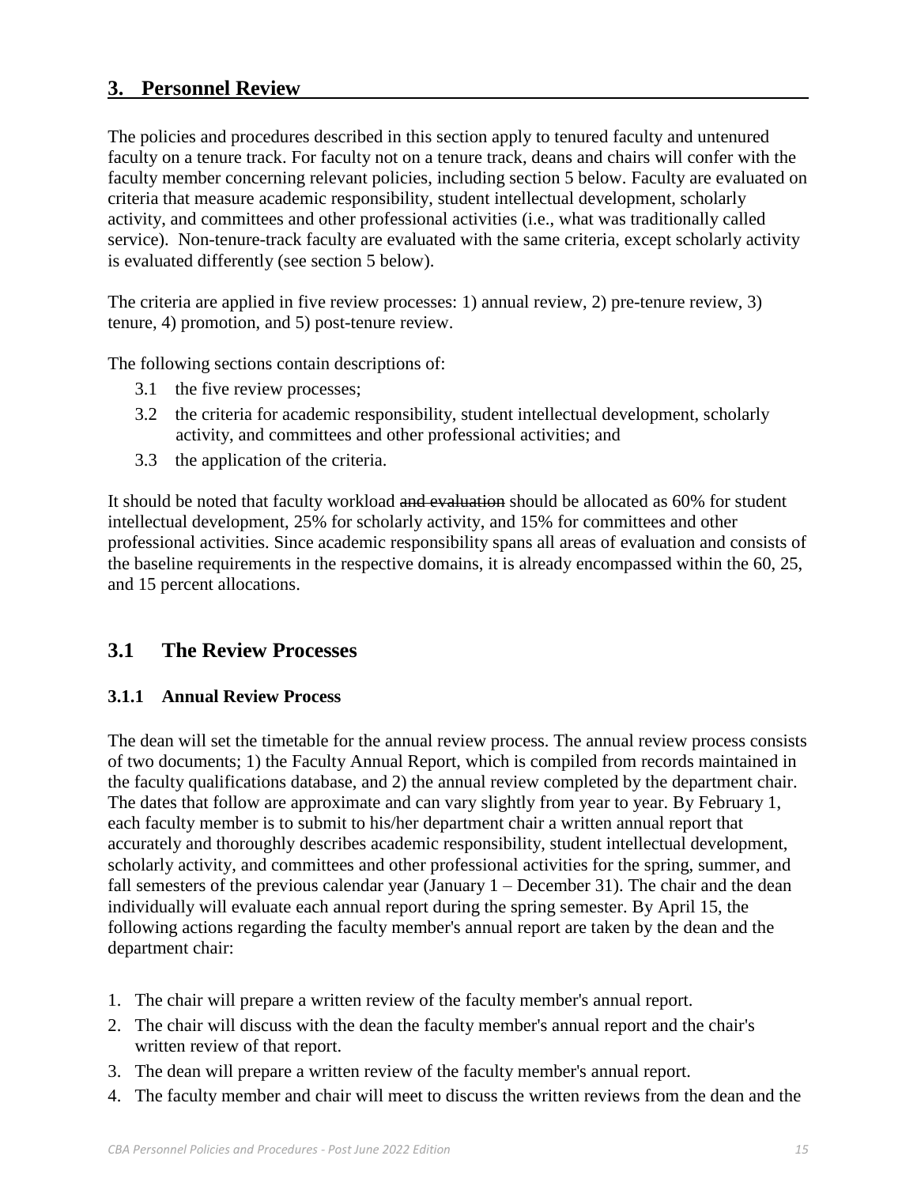## 3. Personnel Review

The policies and procedures described in this section apply to tenured faculty and untenured faculty on a tenure track. For faculty not on a tenure track, deans and chairs will confer with the faculty member concerning relevant policies, including section 5 below. Faculty are evaluated on criteria that measure academic responsibility, student intellectual development, scholarly activity, and committees and other professional activities (i.e., what was traditionally called service). Non-tenure-track faculty are evaluated with the same criteria, except scholarly activity is evaluated differently (see section 5 below).

The criteria are applied in five review processes: 1) annual review, 2) pre-tenure review, 3) tenure, 4) promotion, and 5) post-tenure review.

The following sections contain descriptions of:

- 3.1 the five review processes;
- 3.2 the criteria for academic responsibility, student intellectual development, scholarly activity, and committees and other professional activities; and
- 3.3 the application of the criteria.

It should be noted that faculty workload ~~and evaluation~~ should be allocated as 60% for student intellectual development, 25% for scholarly activity, and 15% for committees and other professional activities. Since academic responsibility spans all areas of evaluation and consists of the baseline requirements in the respective domains, it is already encompassed within the 60, 25, and 15 percent allocations.

## 3.1 The Review Processes

### 3.1.1 Annual Review Process

The dean will set the timetable for the annual review process. The annual review process consists of two documents; 1) the Faculty Annual Report, which is compiled from records maintained in the faculty qualifications database, and 2) the annual review completed by the department chair. The dates that follow are approximate and can vary slightly from year to year. By February 1, each faculty member is to submit to his/her department chair a written annual report that accurately and thoroughly describes academic responsibility, student intellectual development, scholarly activity, and committees and other professional activities for the spring, summer, and fall semesters of the previous calendar year (January 1 – December 31). The chair and the dean individually will evaluate each annual report during the spring semester. By April 15, the following actions regarding the faculty member's annual report are taken by the dean and the department chair:

1. The chair will prepare a written review of the faculty member's annual report.
2. The chair will discuss with the dean the faculty member's annual report and the chair's written review of that report.
3. The dean will prepare a written review of the faculty member's annual report.
4. The faculty member and chair will meet to discuss the written reviews from the dean and the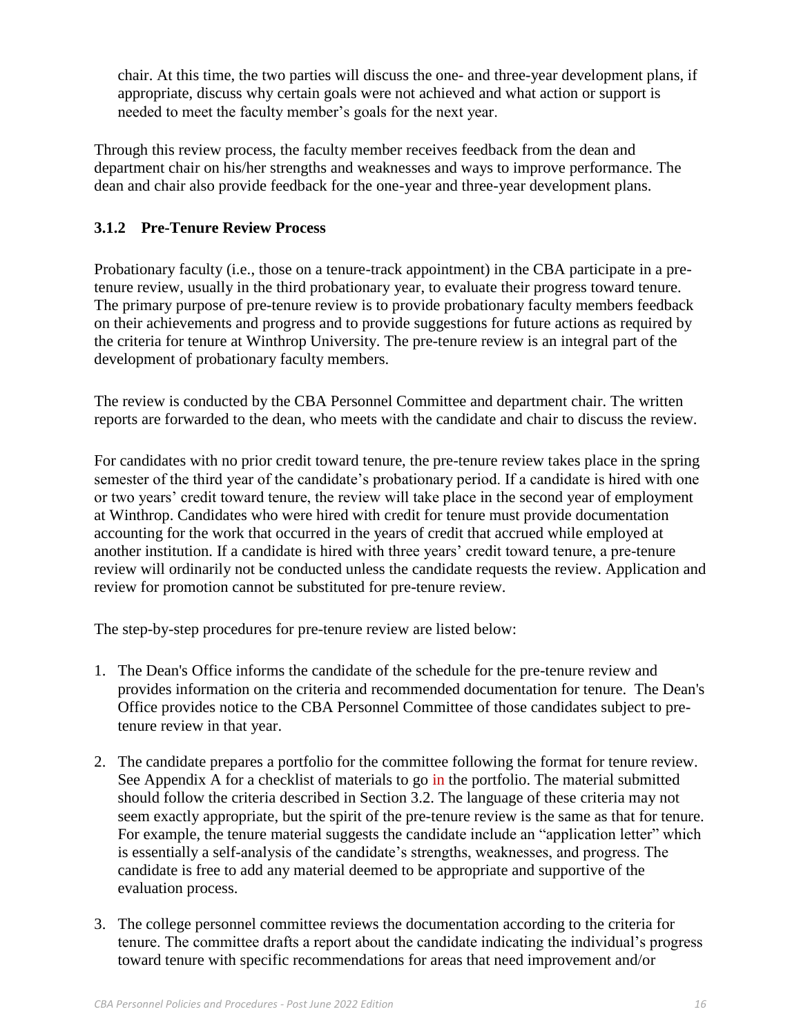chair. At this time, the two parties will discuss the one- and three-year development plans, if appropriate, discuss why certain goals were not achieved and what action or support is needed to meet the faculty member's goals for the next year.

Through this review process, the faculty member receives feedback from the dean and department chair on his/her strengths and weaknesses and ways to improve performance. The dean and chair also provide feedback for the one-year and three-year development plans.

### 3.1.2 Pre-Tenure Review Process

Probationary faculty (i.e., those on a tenure-track appointment) in the CBA participate in a pre-tenure review, usually in the third probationary year, to evaluate their progress toward tenure. The primary purpose of pre-tenure review is to provide probationary faculty members feedback on their achievements and progress and to provide suggestions for future actions as required by the criteria for tenure at Winthrop University. The pre-tenure review is an integral part of the development of probationary faculty members.

The review is conducted by the CBA Personnel Committee and department chair. The written reports are forwarded to the dean, who meets with the candidate and chair to discuss the review.

For candidates with no prior credit toward tenure, the pre-tenure review takes place in the spring semester of the third year of the candidate's probationary period. If a candidate is hired with one or two years' credit toward tenure, the review will take place in the second year of employment at Winthrop. Candidates who were hired with credit for tenure must provide documentation accounting for the work that occurred in the years of credit that accrued while employed at another institution. If a candidate is hired with three years' credit toward tenure, a pre-tenure review will ordinarily not be conducted unless the candidate requests the review. Application and review for promotion cannot be substituted for pre-tenure review.

The step-by-step procedures for pre-tenure review are listed below:

1. The Dean's Office informs the candidate of the schedule for the pre-tenure review and provides information on the criteria and recommended documentation for tenure. The Dean's Office provides notice to the CBA Personnel Committee of those candidates subject to pre-tenure review in that year.

2. The candidate prepares a portfolio for the committee following the format for tenure review. See Appendix A for a checklist of materials to go in the portfolio. The material submitted should follow the criteria described in Section 3.2. The language of these criteria may not seem exactly appropriate, but the spirit of the pre-tenure review is the same as that for tenure. For example, the tenure material suggests the candidate include an "application letter" which is essentially a self-analysis of the candidate's strengths, weaknesses, and progress. The candidate is free to add any material deemed to be appropriate and supportive of the evaluation process.

3. The college personnel committee reviews the documentation according to the criteria for tenure. The committee drafts a report about the candidate indicating the individual's progress toward tenure with specific recommendations for areas that need improvement and/or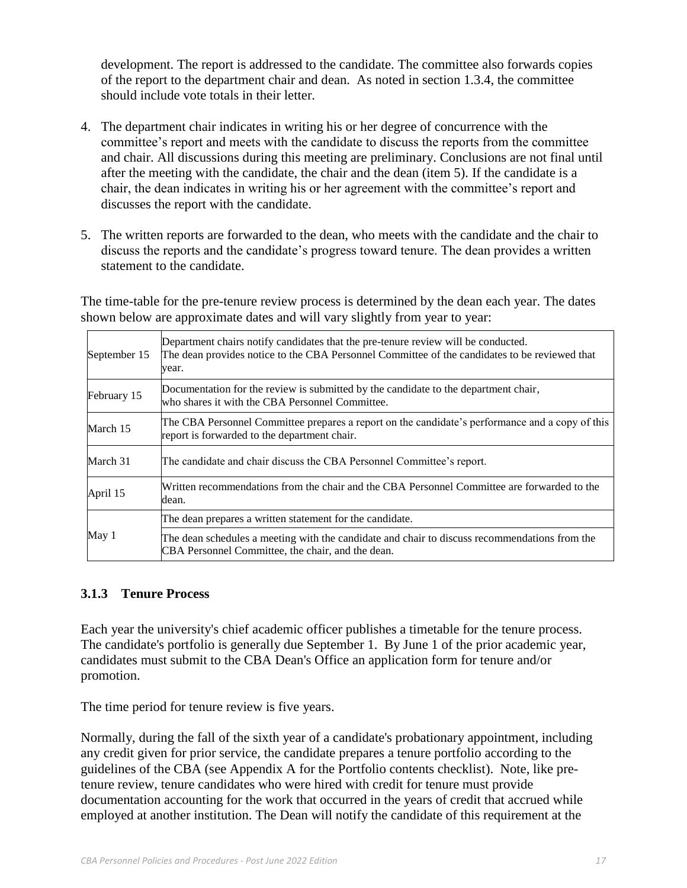development. The report is addressed to the candidate. The committee also forwards copies of the report to the department chair and dean. As noted in section 1.3.4, the committee should include vote totals in their letter.

4. The department chair indicates in writing his or her degree of concurrence with the committee's report and meets with the candidate to discuss the reports from the committee and chair. All discussions during this meeting are preliminary. Conclusions are not final until after the meeting with the candidate, the chair and the dean (item 5). If the candidate is a chair, the dean indicates in writing his or her agreement with the committee's report and discusses the report with the candidate.

5. The written reports are forwarded to the dean, who meets with the candidate and the chair to discuss the reports and the candidate's progress toward tenure. The dean provides a written statement to the candidate.

The time-table for the pre-tenure review process is determined by the dean each year. The dates shown below are approximate dates and will vary slightly from year to year:

| | |
|---|---|
| September 15 | Department chairs notify candidates that the pre-tenure review will be conducted. The dean provides notice to the CBA Personnel Committee of the candidates to be reviewed that year. |
| February 15 | Documentation for the review is submitted by the candidate to the department chair, who shares it with the CBA Personnel Committee. |
| March 15 | The CBA Personnel Committee prepares a report on the candidate's performance and a copy of this report is forwarded to the department chair. |
| March 31 | The candidate and chair discuss the CBA Personnel Committee's report. |
| April 15 | Written recommendations from the chair and the CBA Personnel Committee are forwarded to the dean. |
| May 1 | The dean prepares a written statement for the candidate. |
| | The dean schedules a meeting with the candidate and chair to discuss recommendations from the CBA Personnel Committee, the chair, and the dean. |

### 3.1.3 Tenure Process

Each year the university's chief academic officer publishes a timetable for the tenure process. The candidate's portfolio is generally due September 1. By June 1 of the prior academic year, candidates must submit to the CBA Dean's Office an application form for tenure and/or promotion.

The time period for tenure review is five years.

Normally, during the fall of the sixth year of a candidate's probationary appointment, including any credit given for prior service, the candidate prepares a tenure portfolio according to the guidelines of the CBA (see Appendix A for the Portfolio contents checklist). Note, like pre-tenure review, tenure candidates who were hired with credit for tenure must provide documentation accounting for the work that occurred in the years of credit that accrued while employed at another institution. The Dean will notify the candidate of this requirement at the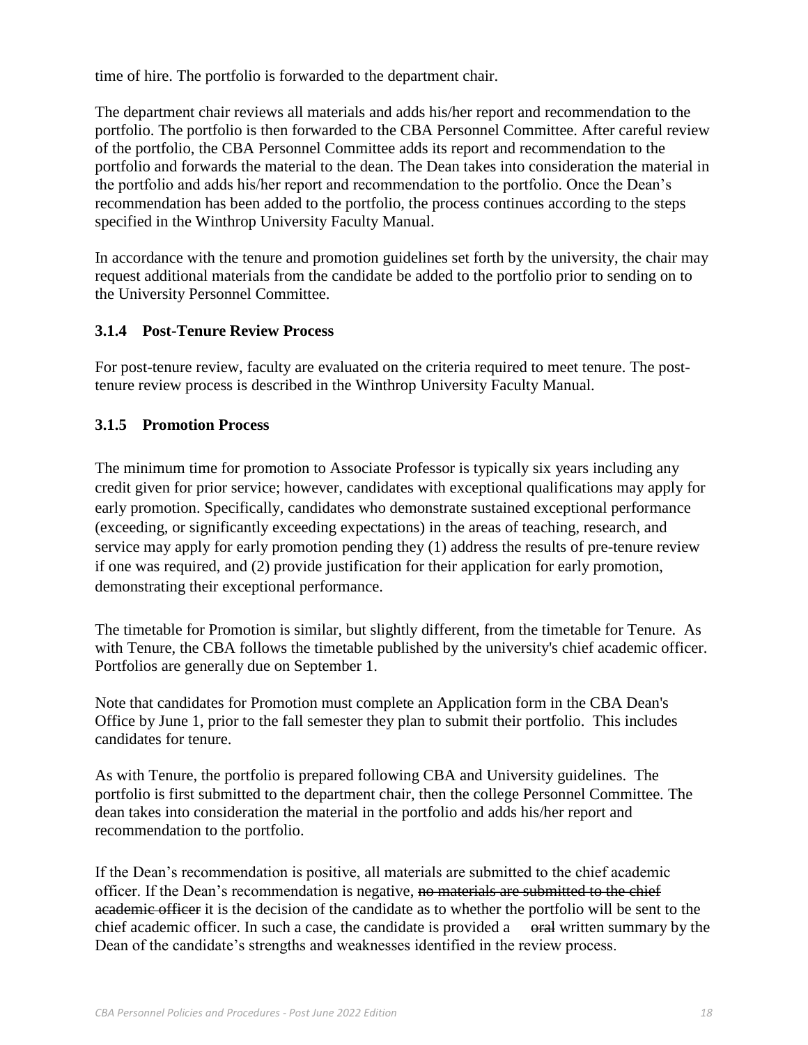time of hire. The portfolio is forwarded to the department chair.

The department chair reviews all materials and adds his/her report and recommendation to the portfolio. The portfolio is then forwarded to the CBA Personnel Committee. After careful review of the portfolio, the CBA Personnel Committee adds its report and recommendation to the portfolio and forwards the material to the dean. The Dean takes into consideration the material in the portfolio and adds his/her report and recommendation to the portfolio. Once the Dean's recommendation has been added to the portfolio, the process continues according to the steps specified in the Winthrop University Faculty Manual.

In accordance with the tenure and promotion guidelines set forth by the university, the chair may request additional materials from the candidate be added to the portfolio prior to sending on to the University Personnel Committee.

### 3.1.4 Post-Tenure Review Process

For post-tenure review, faculty are evaluated on the criteria required to meet tenure. The post-tenure review process is described in the Winthrop University Faculty Manual.

### 3.1.5 Promotion Process

The minimum time for promotion to Associate Professor is typically six years including any credit given for prior service; however, candidates with exceptional qualifications may apply for early promotion. Specifically, candidates who demonstrate sustained exceptional performance (exceeding, or significantly exceeding expectations) in the areas of teaching, research, and service may apply for early promotion pending they (1) address the results of pre-tenure review if one was required, and (2) provide justification for their application for early promotion, demonstrating their exceptional performance.

The timetable for Promotion is similar, but slightly different, from the timetable for Tenure. As with Tenure, the CBA follows the timetable published by the university's chief academic officer. Portfolios are generally due on September 1.

Note that candidates for Promotion must complete an Application form in the CBA Dean's Office by June 1, prior to the fall semester they plan to submit their portfolio. This includes candidates for tenure.

As with Tenure, the portfolio is prepared following CBA and University guidelines. The portfolio is first submitted to the department chair, then the college Personnel Committee. The dean takes into consideration the material in the portfolio and adds his/her report and recommendation to the portfolio.

If the Dean's recommendation is positive, all materials are submitted to the chief academic officer. If the Dean's recommendation is negative, ~~no materials are submitted to the chief academic officer~~ it is the decision of the candidate as to whether the portfolio will be sent to the chief academic officer. In such a case, the candidate is provided a ~~oral~~ written summary by the Dean of the candidate's strengths and weaknesses identified in the review process.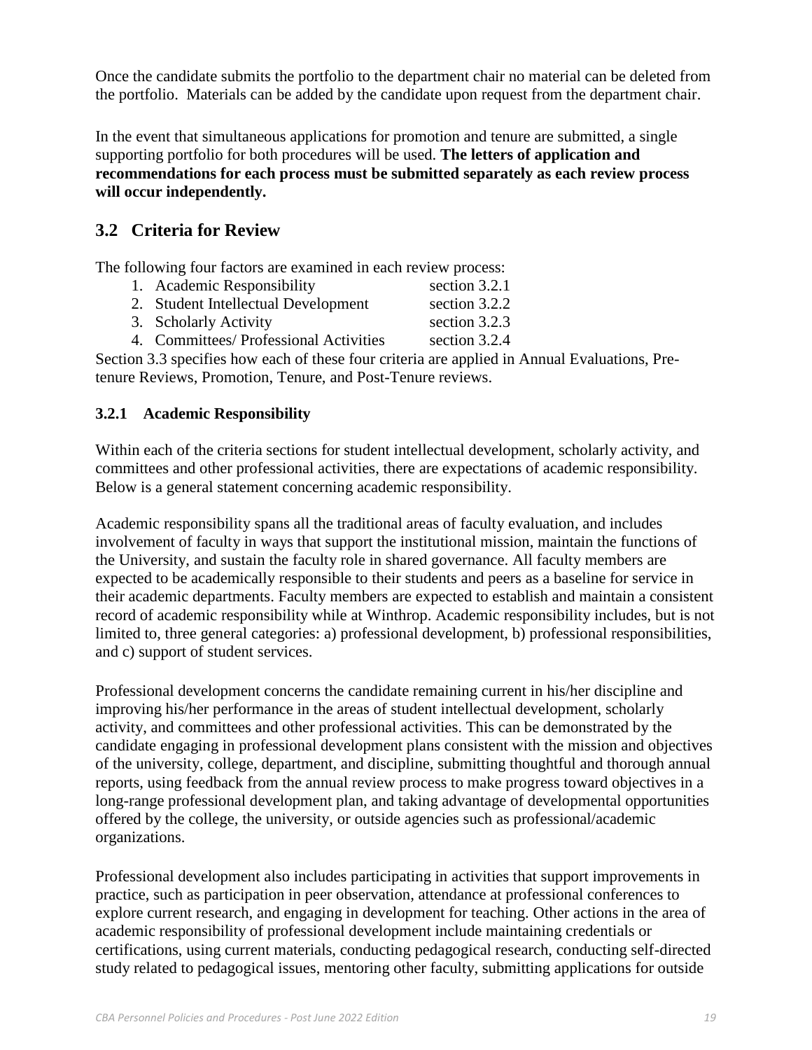Once the candidate submits the portfolio to the department chair no material can be deleted from the portfolio. Materials can be added by the candidate upon request from the department chair.

In the event that simultaneous applications for promotion and tenure are submitted, a single supporting portfolio for both procedures will be used. **The letters of application and recommendations for each process must be submitted separately as each review process will occur independently.**

## 3.2 Criteria for Review

The following four factors are examined in each review process:

1. Academic Responsibility — section 3.2.1
2. Student Intellectual Development — section 3.2.2
3. Scholarly Activity — section 3.2.3
4. Committees/ Professional Activities — section 3.2.4

Section 3.3 specifies how each of these four criteria are applied in Annual Evaluations, Pre-tenure Reviews, Promotion, Tenure, and Post-Tenure reviews.

### 3.2.1 Academic Responsibility

Within each of the criteria sections for student intellectual development, scholarly activity, and committees and other professional activities, there are expectations of academic responsibility. Below is a general statement concerning academic responsibility.

Academic responsibility spans all the traditional areas of faculty evaluation, and includes involvement of faculty in ways that support the institutional mission, maintain the functions of the University, and sustain the faculty role in shared governance. All faculty members are expected to be academically responsible to their students and peers as a baseline for service in their academic departments. Faculty members are expected to establish and maintain a consistent record of academic responsibility while at Winthrop. Academic responsibility includes, but is not limited to, three general categories: a) professional development, b) professional responsibilities, and c) support of student services.

Professional development concerns the candidate remaining current in his/her discipline and improving his/her performance in the areas of student intellectual development, scholarly activity, and committees and other professional activities. This can be demonstrated by the candidate engaging in professional development plans consistent with the mission and objectives of the university, college, department, and discipline, submitting thoughtful and thorough annual reports, using feedback from the annual review process to make progress toward objectives in a long-range professional development plan, and taking advantage of developmental opportunities offered by the college, the university, or outside agencies such as professional/academic organizations.

Professional development also includes participating in activities that support improvements in practice, such as participation in peer observation, attendance at professional conferences to explore current research, and engaging in development for teaching. Other actions in the area of academic responsibility of professional development include maintaining credentials or certifications, using current materials, conducting pedagogical research, conducting self-directed study related to pedagogical issues, mentoring other faculty, submitting applications for outside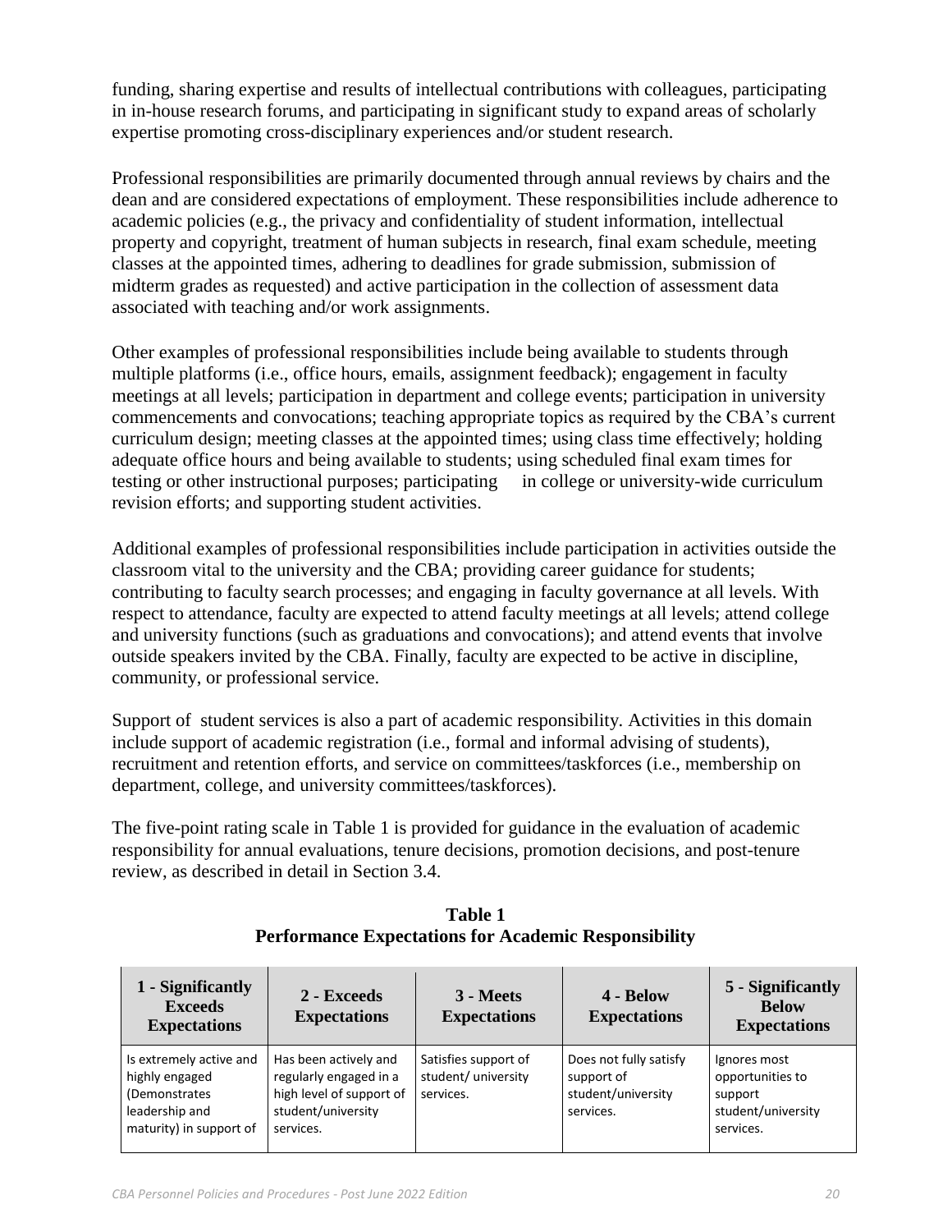funding, sharing expertise and results of intellectual contributions with colleagues, participating in in-house research forums, and participating in significant study to expand areas of scholarly expertise promoting cross-disciplinary experiences and/or student research.

Professional responsibilities are primarily documented through annual reviews by chairs and the dean and are considered expectations of employment. These responsibilities include adherence to academic policies (e.g., the privacy and confidentiality of student information, intellectual property and copyright, treatment of human subjects in research, final exam schedule, meeting classes at the appointed times, adhering to deadlines for grade submission, submission of midterm grades as requested) and active participation in the collection of assessment data associated with teaching and/or work assignments.

Other examples of professional responsibilities include being available to students through multiple platforms (i.e., office hours, emails, assignment feedback); engagement in faculty meetings at all levels; participation in department and college events; participation in university commencements and convocations; teaching appropriate topics as required by the CBA's current curriculum design; meeting classes at the appointed times; using class time effectively; holding adequate office hours and being available to students; using scheduled final exam times for testing or other instructional purposes; participating in college or university-wide curriculum revision efforts; and supporting student activities.

Additional examples of professional responsibilities include participation in activities outside the classroom vital to the university and the CBA; providing career guidance for students; contributing to faculty search processes; and engaging in faculty governance at all levels. With respect to attendance, faculty are expected to attend faculty meetings at all levels; attend college and university functions (such as graduations and convocations); and attend events that involve outside speakers invited by the CBA. Finally, faculty are expected to be active in discipline, community, or professional service.

Support of student services is also a part of academic responsibility. Activities in this domain include support of academic registration (i.e., formal and informal advising of students), recruitment and retention efforts, and service on committees/taskforces (i.e., membership on department, college, and university committees/taskforces).

The five-point rating scale in Table 1 is provided for guidance in the evaluation of academic responsibility for annual evaluations, tenure decisions, promotion decisions, and post-tenure review, as described in detail in Section 3.4.

**Table 1**
**Performance Expectations for Academic Responsibility**

| 1 - Significantly Exceeds Expectations | 2 - Exceeds Expectations | 3 - Meets Expectations | 4 - Below Expectations | 5 - Significantly Below Expectations |
|---|---|---|---|---|
| Is extremely active and highly engaged (Demonstrates leadership and maturity) in support of | Has been actively and regularly engaged in a high level of support of student/university services. | Satisfies support of student/ university services. | Does not fully satisfy support of student/university services. | Ignores most opportunities to support student/university services. |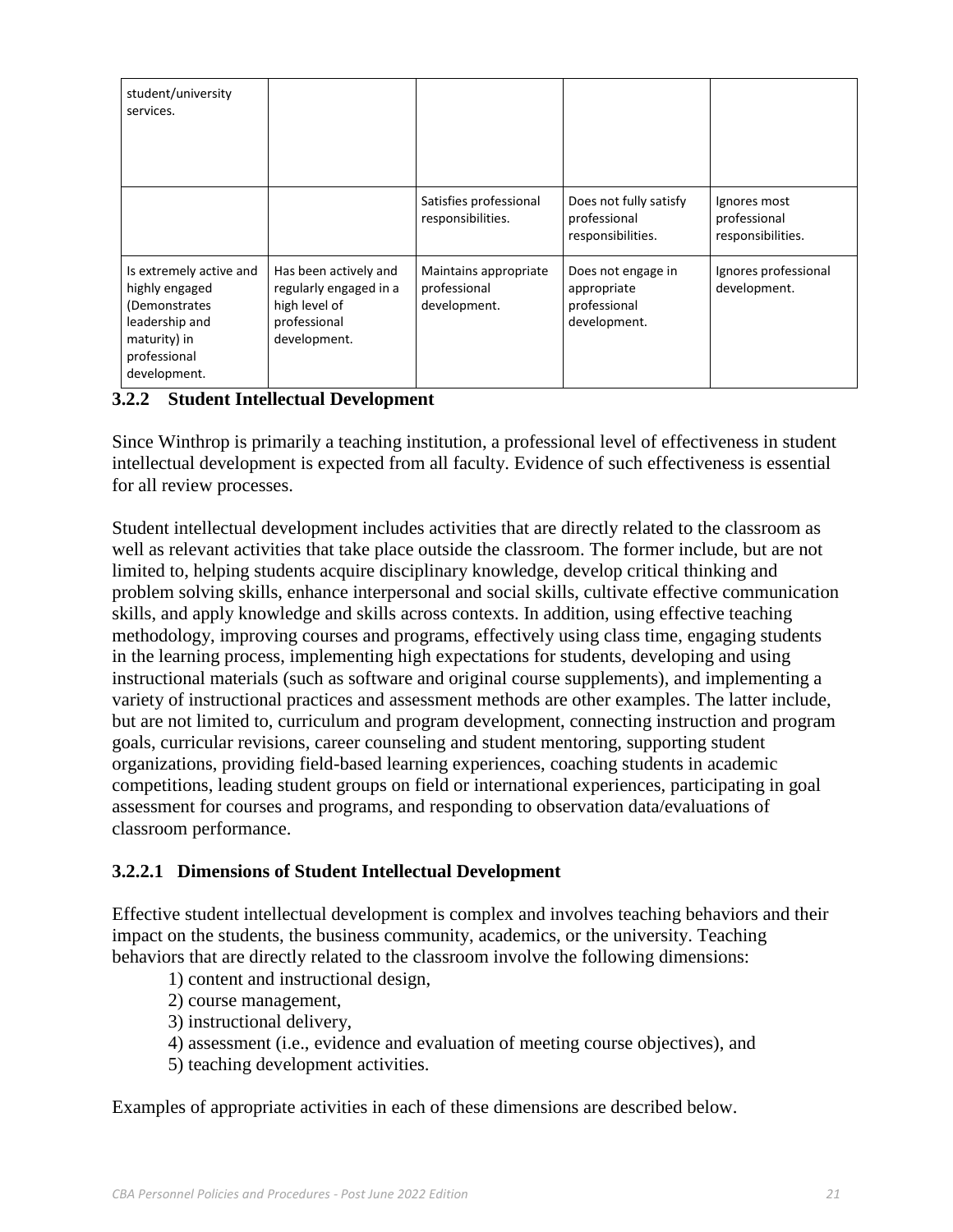| | | | | |
|---|---|---|---|---|
| student/university services. | | | | |
| | | Satisfies professional responsibilities. | Does not fully satisfy professional responsibilities. | Ignores most professional responsibilities. |
| Is extremely active and highly engaged (Demonstrates leadership and maturity) in professional development. | Has been actively and regularly engaged in a high level of professional development. | Maintains appropriate professional development. | Does not engage in appropriate professional development. | Ignores professional development. |

### 3.2.2 Student Intellectual Development

Since Winthrop is primarily a teaching institution, a professional level of effectiveness in student intellectual development is expected from all faculty. Evidence of such effectiveness is essential for all review processes.

Student intellectual development includes activities that are directly related to the classroom as well as relevant activities that take place outside the classroom. The former include, but are not limited to, helping students acquire disciplinary knowledge, develop critical thinking and problem solving skills, enhance interpersonal and social skills, cultivate effective communication skills, and apply knowledge and skills across contexts. In addition, using effective teaching methodology, improving courses and programs, effectively using class time, engaging students in the learning process, implementing high expectations for students, developing and using instructional materials (such as software and original course supplements), and implementing a variety of instructional practices and assessment methods are other examples. The latter include, but are not limited to, curriculum and program development, connecting instruction and program goals, curricular revisions, career counseling and student mentoring, supporting student organizations, providing field-based learning experiences, coaching students in academic competitions, leading student groups on field or international experiences, participating in goal assessment for courses and programs, and responding to observation data/evaluations of classroom performance.

#### 3.2.2.1 Dimensions of Student Intellectual Development

Effective student intellectual development is complex and involves teaching behaviors and their impact on the students, the business community, academics, or the university. Teaching behaviors that are directly related to the classroom involve the following dimensions:

1) content and instructional design,
2) course management,
3) instructional delivery,
4) assessment (i.e., evidence and evaluation of meeting course objectives), and
5) teaching development activities.

Examples of appropriate activities in each of these dimensions are described below.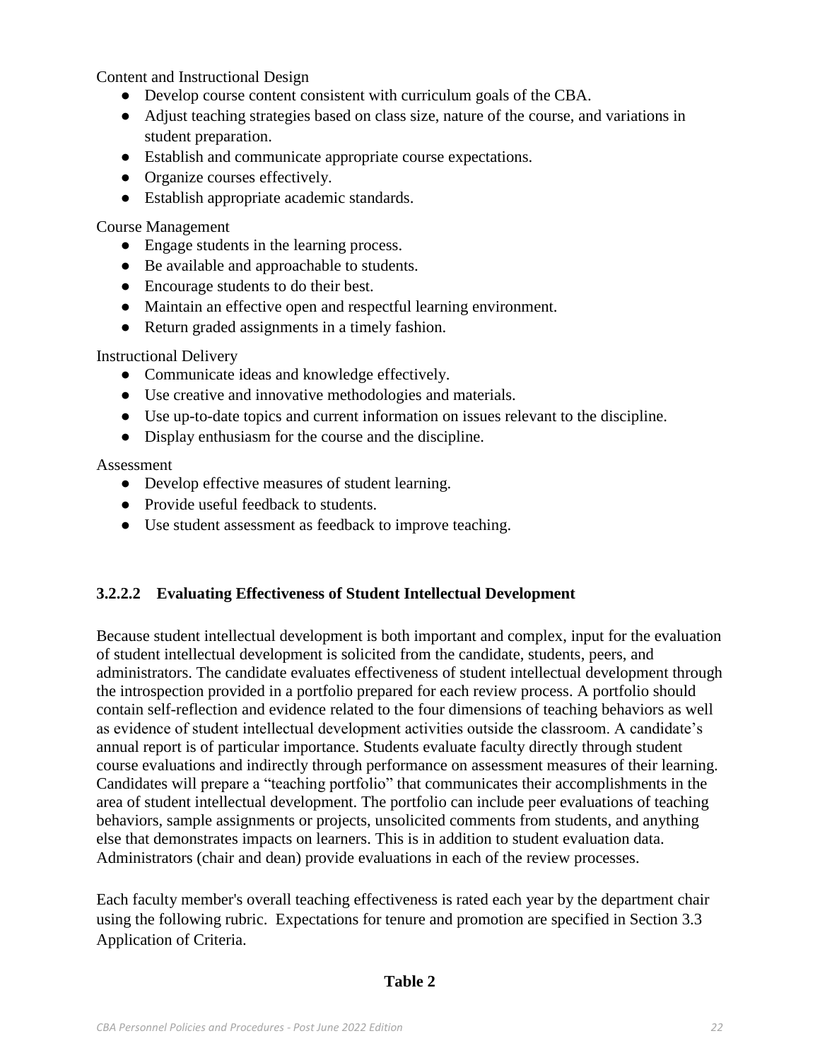Content and Instructional Design

- Develop course content consistent with curriculum goals of the CBA.
- Adjust teaching strategies based on class size, nature of the course, and variations in student preparation.
- Establish and communicate appropriate course expectations.
- Organize courses effectively.
- Establish appropriate academic standards.

Course Management

- Engage students in the learning process.
- Be available and approachable to students.
- Encourage students to do their best.
- Maintain an effective open and respectful learning environment.
- Return graded assignments in a timely fashion.

Instructional Delivery

- Communicate ideas and knowledge effectively.
- Use creative and innovative methodologies and materials.
- Use up-to-date topics and current information on issues relevant to the discipline.
- Display enthusiasm for the course and the discipline.

Assessment

- Develop effective measures of student learning.
- Provide useful feedback to students.
- Use student assessment as feedback to improve teaching.

#### 3.2.2.2 Evaluating Effectiveness of Student Intellectual Development

Because student intellectual development is both important and complex, input for the evaluation of student intellectual development is solicited from the candidate, students, peers, and administrators. The candidate evaluates effectiveness of student intellectual development through the introspection provided in a portfolio prepared for each review process. A portfolio should contain self-reflection and evidence related to the four dimensions of teaching behaviors as well as evidence of student intellectual development activities outside the classroom. A candidate's annual report is of particular importance. Students evaluate faculty directly through student course evaluations and indirectly through performance on assessment measures of their learning. Candidates will prepare a "teaching portfolio" that communicates their accomplishments in the area of student intellectual development. The portfolio can include peer evaluations of teaching behaviors, sample assignments or projects, unsolicited comments from students, and anything else that demonstrates impacts on learners. This is in addition to student evaluation data. Administrators (chair and dean) provide evaluations in each of the review processes.

Each faculty member's overall teaching effectiveness is rated each year by the department chair using the following rubric. Expectations for tenure and promotion are specified in Section 3.3 Application of Criteria.

**Table 2**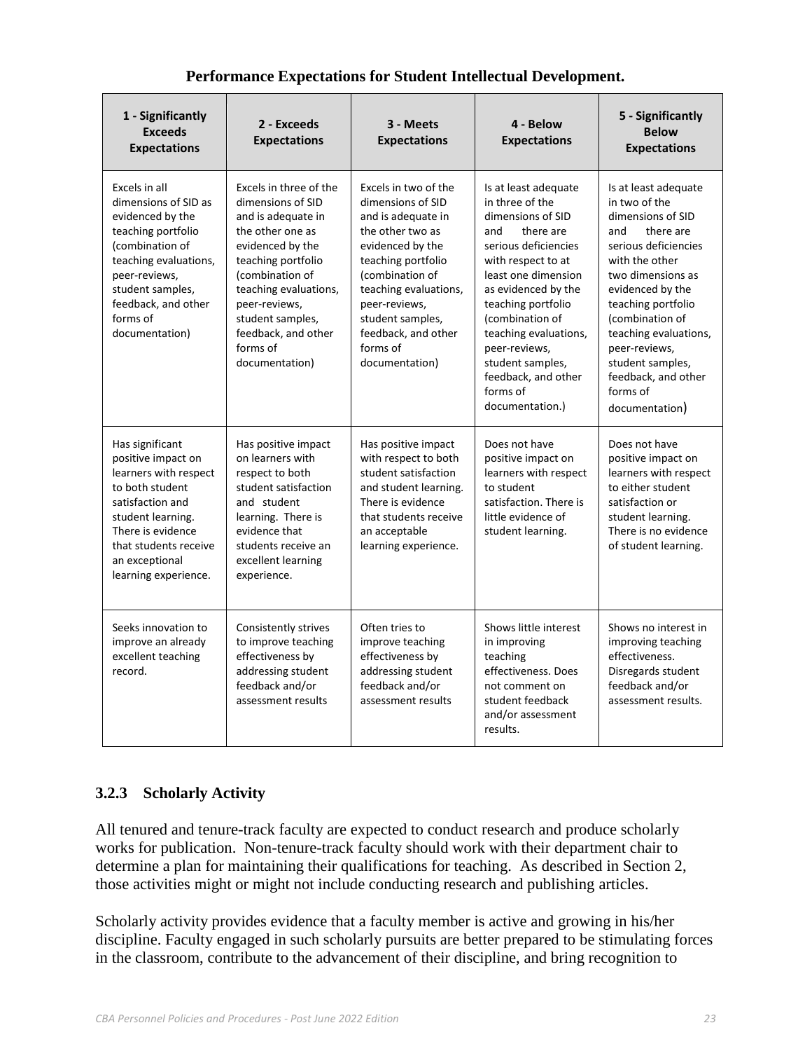**Performance Expectations for Student Intellectual Development.**

| 1 - Significantly Exceeds Expectations | 2 - Exceeds Expectations | 3 - Meets Expectations | 4 - Below Expectations | 5 - Significantly Below Expectations |
|---|---|---|---|---|
| Excels in all dimensions of SID as evidenced by the teaching portfolio (combination of teaching evaluations, peer-reviews, student samples, feedback, and other forms of documentation) | Excels in three of the dimensions of SID and is adequate in the other one as evidenced by the teaching portfolio (combination of teaching evaluations, peer-reviews, student samples, feedback, and other forms of documentation) | Excels in two of the dimensions of SID and is adequate in the other two as evidenced by the teaching portfolio (combination of teaching evaluations, peer-reviews, student samples, feedback, and other forms of documentation) | Is at least adequate in three of the dimensions of SID and there are serious deficiencies with respect to at least one dimension as evidenced by the teaching portfolio (combination of teaching evaluations, peer-reviews, student samples, feedback, and other forms of documentation.) | Is at least adequate in two of the dimensions of SID and there are serious deficiencies with the other two dimensions as evidenced by the teaching portfolio (combination of teaching evaluations, peer-reviews, student samples, feedback, and other forms of documentation) |
| Has significant positive impact on learners with respect to both student satisfaction and student learning. There is evidence that students receive an exceptional learning experience. | Has positive impact on learners with respect to both student satisfaction and student learning. There is evidence that students receive an excellent learning experience. | Has positive impact with respect to both student satisfaction and student learning. There is evidence that students receive an acceptable learning experience. | Does not have positive impact on learners with respect to student satisfaction. There is little evidence of student learning. | Does not have positive impact on learners with respect to either student satisfaction or student learning. There is no evidence of student learning. |
| Seeks innovation to improve an already excellent teaching record. | Consistently strives to improve teaching effectiveness by addressing student feedback and/or assessment results | Often tries to improve teaching effectiveness by addressing student feedback and/or assessment results | Shows little interest in improving teaching effectiveness. Does not comment on student feedback and/or assessment results. | Shows no interest in improving teaching effectiveness. Disregards student feedback and/or assessment results. |

### 3.2.3 Scholarly Activity

All tenured and tenure-track faculty are expected to conduct research and produce scholarly works for publication. Non-tenure-track faculty should work with their department chair to determine a plan for maintaining their qualifications for teaching. As described in Section 2, those activities might or might not include conducting research and publishing articles.

Scholarly activity provides evidence that a faculty member is active and growing in his/her discipline. Faculty engaged in such scholarly pursuits are better prepared to be stimulating forces in the classroom, contribute to the advancement of their discipline, and bring recognition to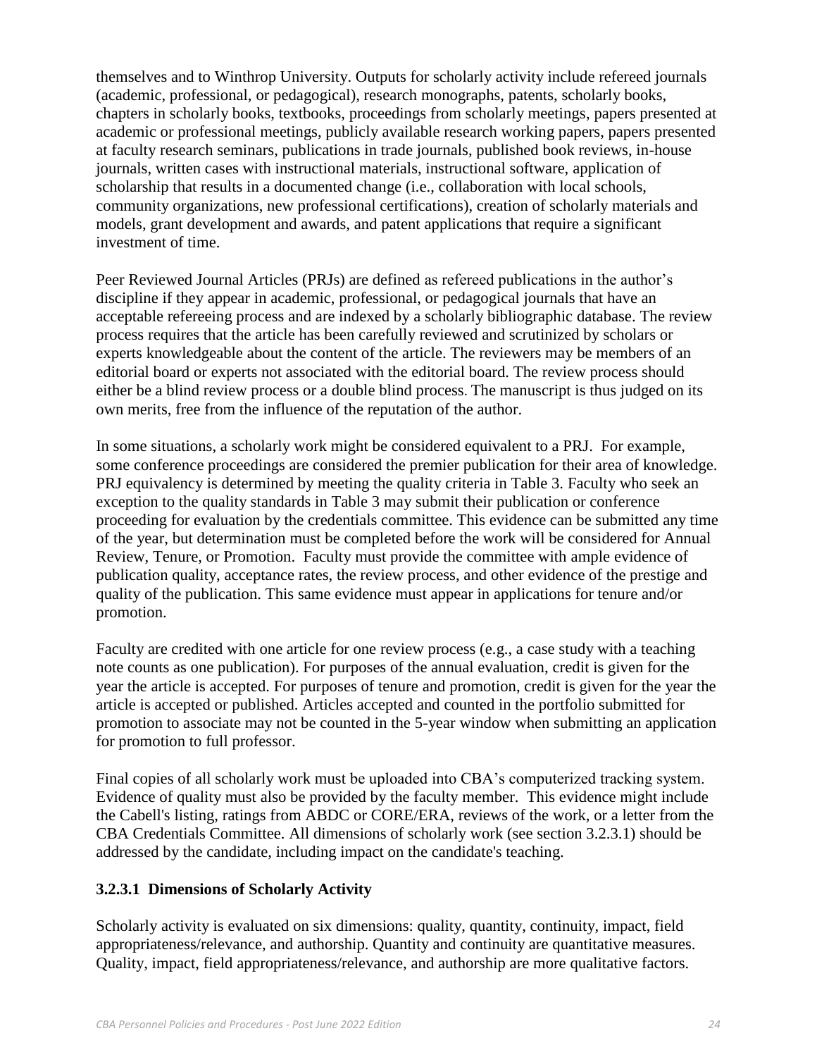themselves and to Winthrop University. Outputs for scholarly activity include refereed journals (academic, professional, or pedagogical), research monographs, patents, scholarly books, chapters in scholarly books, textbooks, proceedings from scholarly meetings, papers presented at academic or professional meetings, publicly available research working papers, papers presented at faculty research seminars, publications in trade journals, published book reviews, in-house journals, written cases with instructional materials, instructional software, application of scholarship that results in a documented change (i.e., collaboration with local schools, community organizations, new professional certifications), creation of scholarly materials and models, grant development and awards, and patent applications that require a significant investment of time.

Peer Reviewed Journal Articles (PRJs) are defined as refereed publications in the author's discipline if they appear in academic, professional, or pedagogical journals that have an acceptable refereeing process and are indexed by a scholarly bibliographic database. The review process requires that the article has been carefully reviewed and scrutinized by scholars or experts knowledgeable about the content of the article. The reviewers may be members of an editorial board or experts not associated with the editorial board. The review process should either be a blind review process or a double blind process. The manuscript is thus judged on its own merits, free from the influence of the reputation of the author.

In some situations, a scholarly work might be considered equivalent to a PRJ. For example, some conference proceedings are considered the premier publication for their area of knowledge. PRJ equivalency is determined by meeting the quality criteria in Table 3. Faculty who seek an exception to the quality standards in Table 3 may submit their publication or conference proceeding for evaluation by the credentials committee. This evidence can be submitted any time of the year, but determination must be completed before the work will be considered for Annual Review, Tenure, or Promotion. Faculty must provide the committee with ample evidence of publication quality, acceptance rates, the review process, and other evidence of the prestige and quality of the publication. This same evidence must appear in applications for tenure and/or promotion.

Faculty are credited with one article for one review process (e.g., a case study with a teaching note counts as one publication). For purposes of the annual evaluation, credit is given for the year the article is accepted. For purposes of tenure and promotion, credit is given for the year the article is accepted or published. Articles accepted and counted in the portfolio submitted for promotion to associate may not be counted in the 5-year window when submitting an application for promotion to full professor.

Final copies of all scholarly work must be uploaded into CBA's computerized tracking system. Evidence of quality must also be provided by the faculty member. This evidence might include the Cabell's listing, ratings from ABDC or CORE/ERA, reviews of the work, or a letter from the CBA Credentials Committee. All dimensions of scholarly work (see section 3.2.3.1) should be addressed by the candidate, including impact on the candidate's teaching.

### 3.2.3.1 Dimensions of Scholarly Activity

Scholarly activity is evaluated on six dimensions: quality, quantity, continuity, impact, field appropriateness/relevance, and authorship. Quantity and continuity are quantitative measures. Quality, impact, field appropriateness/relevance, and authorship are more qualitative factors.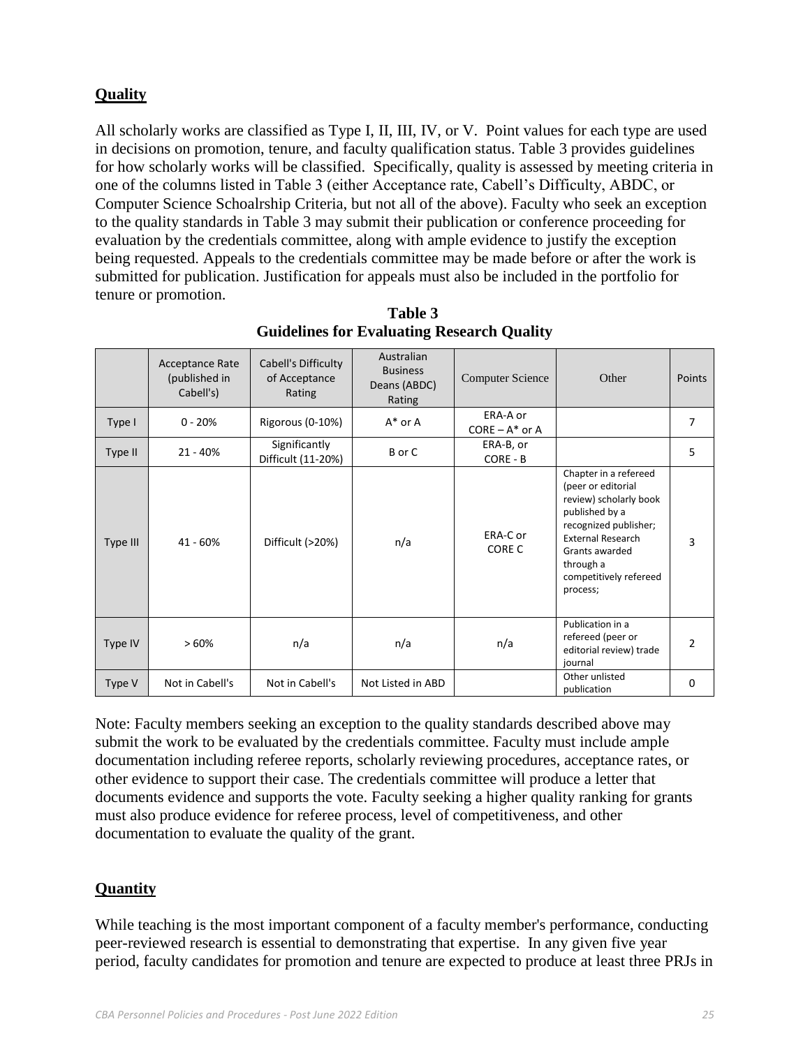## **Quality**

All scholarly works are classified as Type I, II, III, IV, or V. Point values for each type are used in decisions on promotion, tenure, and faculty qualification status. Table 3 provides guidelines for how scholarly works will be classified. Specifically, quality is assessed by meeting criteria in one of the columns listed in Table 3 (either Acceptance rate, Cabell's Difficulty, ABDC, or Computer Science Schoalrship Criteria, but not all of the above). Faculty who seek an exception to the quality standards in Table 3 may submit their publication or conference proceeding for evaluation by the credentials committee, along with ample evidence to justify the exception being requested. Appeals to the credentials committee may be made before or after the work is submitted for publication. Justification for appeals must also be included in the portfolio for tenure or promotion.

**Table 3**
**Guidelines for Evaluating Research Quality**

| | Acceptance Rate (published in Cabell's) | Cabell's Difficulty of Acceptance Rating | Australian Business Deans (ABDC) Rating | Computer Science | Other | Points |
|---|---|---|---|---|---|---|
| Type I | 0 - 20% | Rigorous (0-10%) | A* or A | ERA-A or CORE – A* or A | | 7 |
| Type II | 21 - 40% | Significantly Difficult (11-20%) | B or C | ERA-B, or CORE - B | | 5 |
| Type III | 41 - 60% | Difficult (>20%) | n/a | ERA-C or CORE C | Chapter in a refereed (peer or editorial review) scholarly book published by a recognized publisher; External Research Grants awarded through a competitively refereed process; | 3 |
| Type IV | > 60% | n/a | n/a | n/a | Publication in a refereed (peer or editorial review) trade journal | 2 |
| Type V | Not in Cabell's | Not in Cabell's | Not Listed in ABD | | Other unlisted publication | 0 |

Note: Faculty members seeking an exception to the quality standards described above may submit the work to be evaluated by the credentials committee. Faculty must include ample documentation including referee reports, scholarly reviewing procedures, acceptance rates, or other evidence to support their case. The credentials committee will produce a letter that documents evidence and supports the vote. Faculty seeking a higher quality ranking for grants must also produce evidence for referee process, level of competitiveness, and other documentation to evaluate the quality of the grant.

## **Quantity**

While teaching is the most important component of a faculty member's performance, conducting peer-reviewed research is essential to demonstrating that expertise. In any given five year period, faculty candidates for promotion and tenure are expected to produce at least three PRJs in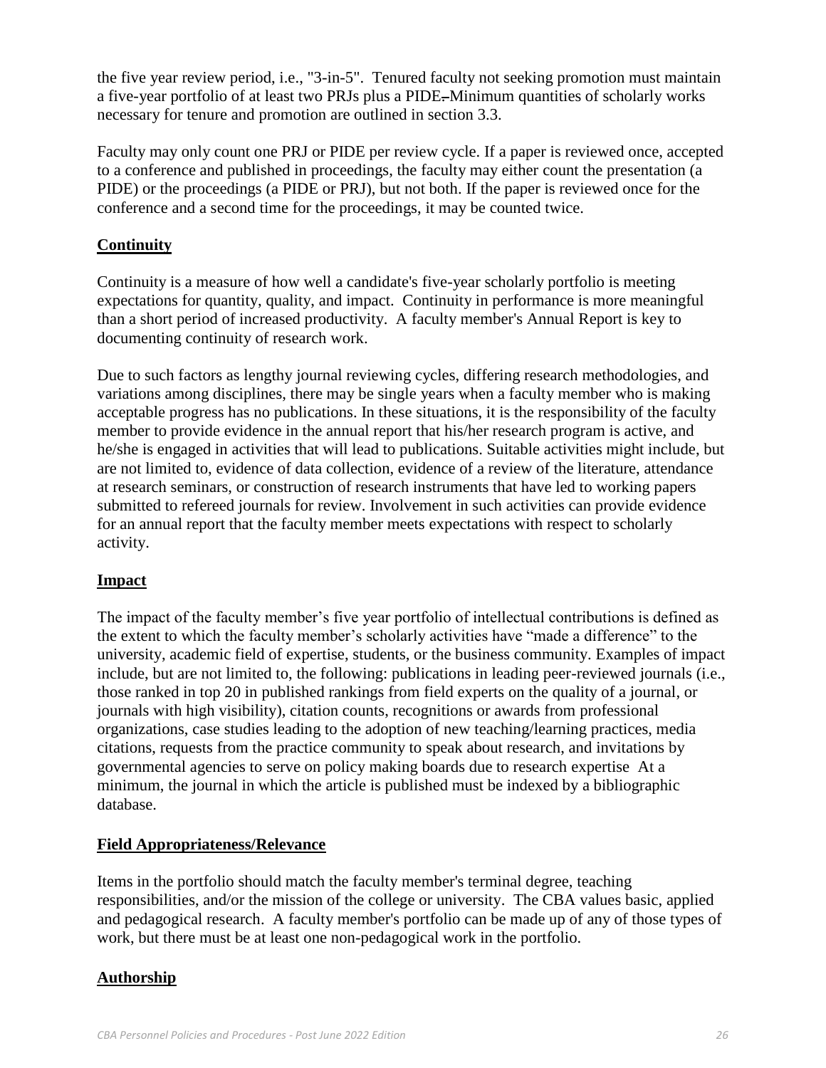the five year review period, i.e., "3-in-5". Tenured faculty not seeking promotion must maintain a five-year portfolio of at least two PRJs plus a PIDE. Minimum quantities of scholarly works necessary for tenure and promotion are outlined in section 3.3.

Faculty may only count one PRJ or PIDE per review cycle. If a paper is reviewed once, accepted to a conference and published in proceedings, the faculty may either count the presentation (a PIDE) or the proceedings (a PIDE or PRJ), but not both. If the paper is reviewed once for the conference and a second time for the proceedings, it may be counted twice.

**Continuity**

Continuity is a measure of how well a candidate's five-year scholarly portfolio is meeting expectations for quantity, quality, and impact. Continuity in performance is more meaningful than a short period of increased productivity. A faculty member's Annual Report is key to documenting continuity of research work.

Due to such factors as lengthy journal reviewing cycles, differing research methodologies, and variations among disciplines, there may be single years when a faculty member who is making acceptable progress has no publications. In these situations, it is the responsibility of the faculty member to provide evidence in the annual report that his/her research program is active, and he/she is engaged in activities that will lead to publications. Suitable activities might include, but are not limited to, evidence of data collection, evidence of a review of the literature, attendance at research seminars, or construction of research instruments that have led to working papers submitted to refereed journals for review. Involvement in such activities can provide evidence for an annual report that the faculty member meets expectations with respect to scholarly activity.

**Impact**

The impact of the faculty member's five year portfolio of intellectual contributions is defined as the extent to which the faculty member's scholarly activities have "made a difference" to the university, academic field of expertise, students, or the business community. Examples of impact include, but are not limited to, the following: publications in leading peer-reviewed journals (i.e., those ranked in top 20 in published rankings from field experts on the quality of a journal, or journals with high visibility), citation counts, recognitions or awards from professional organizations, case studies leading to the adoption of new teaching/learning practices, media citations, requests from the practice community to speak about research, and invitations by governmental agencies to serve on policy making boards due to research expertise At a minimum, the journal in which the article is published must be indexed by a bibliographic database.

**Field Appropriateness/Relevance**

Items in the portfolio should match the faculty member's terminal degree, teaching responsibilities, and/or the mission of the college or university. The CBA values basic, applied and pedagogical research. A faculty member's portfolio can be made up of any of those types of work, but there must be at least one non-pedagogical work in the portfolio.

**Authorship**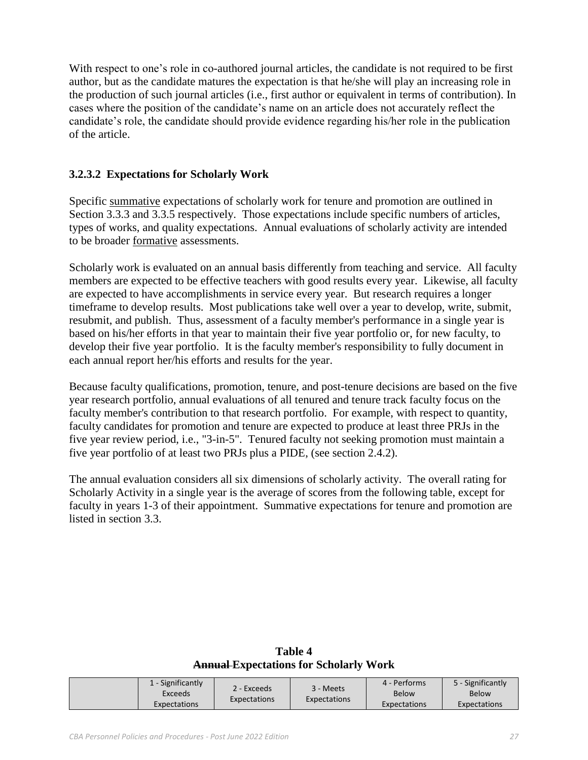With respect to one's role in co-authored journal articles, the candidate is not required to be first author, but as the candidate matures the expectation is that he/she will play an increasing role in the production of such journal articles (i.e., first author or equivalent in terms of contribution). In cases where the position of the candidate's name on an article does not accurately reflect the candidate's role, the candidate should provide evidence regarding his/her role in the publication of the article.

### 3.2.3.2 Expectations for Scholarly Work

Specific <u>summative</u> expectations of scholarly work for tenure and promotion are outlined in Section 3.3.3 and 3.3.5 respectively. Those expectations include specific numbers of articles, types of works, and quality expectations. Annual evaluations of scholarly activity are intended to be broader <u>formative</u> assessments.

Scholarly work is evaluated on an annual basis differently from teaching and service. All faculty members are expected to be effective teachers with good results every year. Likewise, all faculty are expected to have accomplishments in service every year. But research requires a longer timeframe to develop results. Most publications take well over a year to develop, write, submit, resubmit, and publish. Thus, assessment of a faculty member's performance in a single year is based on his/her efforts in that year to maintain their five year portfolio or, for new faculty, to develop their five year portfolio. It is the faculty member's responsibility to fully document in each annual report her/his efforts and results for the year.

Because faculty qualifications, promotion, tenure, and post-tenure decisions are based on the five year research portfolio, annual evaluations of all tenured and tenure track faculty focus on the faculty member's contribution to that research portfolio. For example, with respect to quantity, faculty candidates for promotion and tenure are expected to produce at least three PRJs in the five year review period, i.e., "3-in-5". Tenured faculty not seeking promotion must maintain a five year portfolio of at least two PRJs plus a PIDE, (see section 2.4.2).

The annual evaluation considers all six dimensions of scholarly activity. The overall rating for Scholarly Activity in a single year is the average of scores from the following table, except for faculty in years 1-3 of their appointment. Summative expectations for tenure and promotion are listed in section 3.3.

**Table 4**
**~~Annual~~ Expectations for Scholarly Work**

| | 1 - Significantly Exceeds Expectations | 2 - Exceeds Expectations | 3 - Meets Expectations | 4 - Performs Below Expectations | 5 - Significantly Below Expectations |
|---|---|---|---|---|---|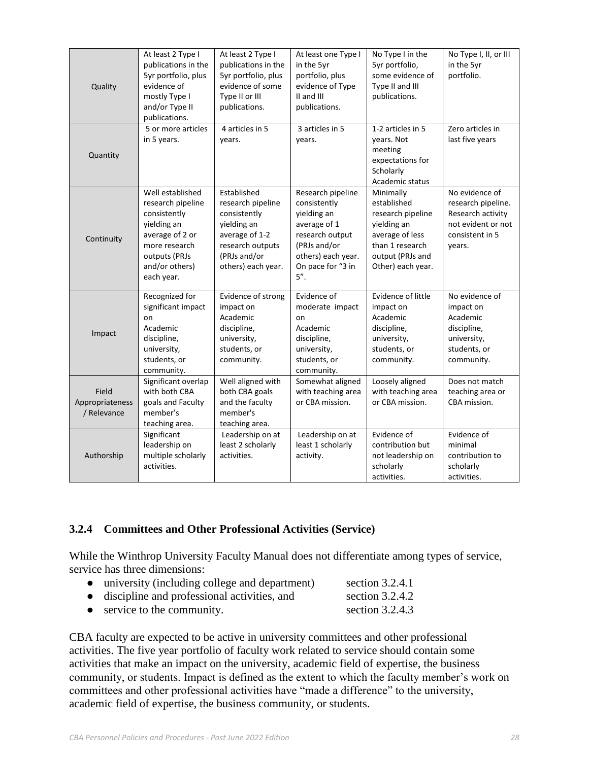| | | | | | |
|---|---|---|---|---|---|
| Quality | At least 2 Type I publications in the 5yr portfolio, plus evidence of mostly Type I and/or Type II publications. | At least 2 Type I publications in the 5yr portfolio, plus evidence of some Type II or III publications. | At least one Type I in the 5yr portfolio, plus evidence of Type II and III publications. | No Type I in the 5yr portfolio, some evidence of Type II and III publications. | No Type I, II, or III in the 5yr portfolio. |
| Quantity | 5 or more articles in 5 years. | 4 articles in 5 years. | 3 articles in 5 years. | 1-2 articles in 5 years. Not meeting expectations for Scholarly Academic status | Zero articles in last five years |
| Continuity | Well established research pipeline consistently yielding an average of 2 or more research outputs (PRJs and/or others) each year. | Established research pipeline consistently yielding an average of 1-2 research outputs (PRJs and/or others) each year. | Research pipeline consistently yielding an average of 1 research output (PRJs and/or others) each year. On pace for "3 in 5". | Minimally established research pipeline yielding an average of less than 1 research output (PRJs and Other) each year. | No evidence of research pipeline. Research activity not evident or not consistent in 5 years. |
| Impact | Recognized for significant impact on Academic discipline, university, students, or community. | Evidence of strong impact on Academic discipline, university, students, or community. | Evidence of moderate impact on Academic discipline, university, students, or community. | Evidence of little impact on Academic discipline, university, students, or community. | No evidence of impact on Academic discipline, university, students, or community. |
| Field Appropriateness / Relevance | Significant overlap with both CBA goals and Faculty member's teaching area. | Well aligned with both CBA goals and the faculty member's teaching area. | Somewhat aligned with teaching area or CBA mission. | Loosely aligned with teaching area or CBA mission. | Does not match teaching area or CBA mission. |
| Authorship | Significant leadership on multiple scholarly activities. | Leadership on at least 2 scholarly activities. | Leadership on at least 1 scholarly activity. | Evidence of contribution but not leadership on scholarly activities. | Evidence of minimal contribution to scholarly activities. |

### 3.2.4 Committees and Other Professional Activities (Service)

While the Winthrop University Faculty Manual does not differentiate among types of service, service has three dimensions:

- university (including college and department) — section 3.2.4.1
- discipline and professional activities, and — section 3.2.4.2
- service to the community. — section 3.2.4.3

CBA faculty are expected to be active in university committees and other professional activities. The five year portfolio of faculty work related to service should contain some activities that make an impact on the university, academic field of expertise, the business community, or students. Impact is defined as the extent to which the faculty member's work on committees and other professional activities have "made a difference" to the university, academic field of expertise, the business community, or students.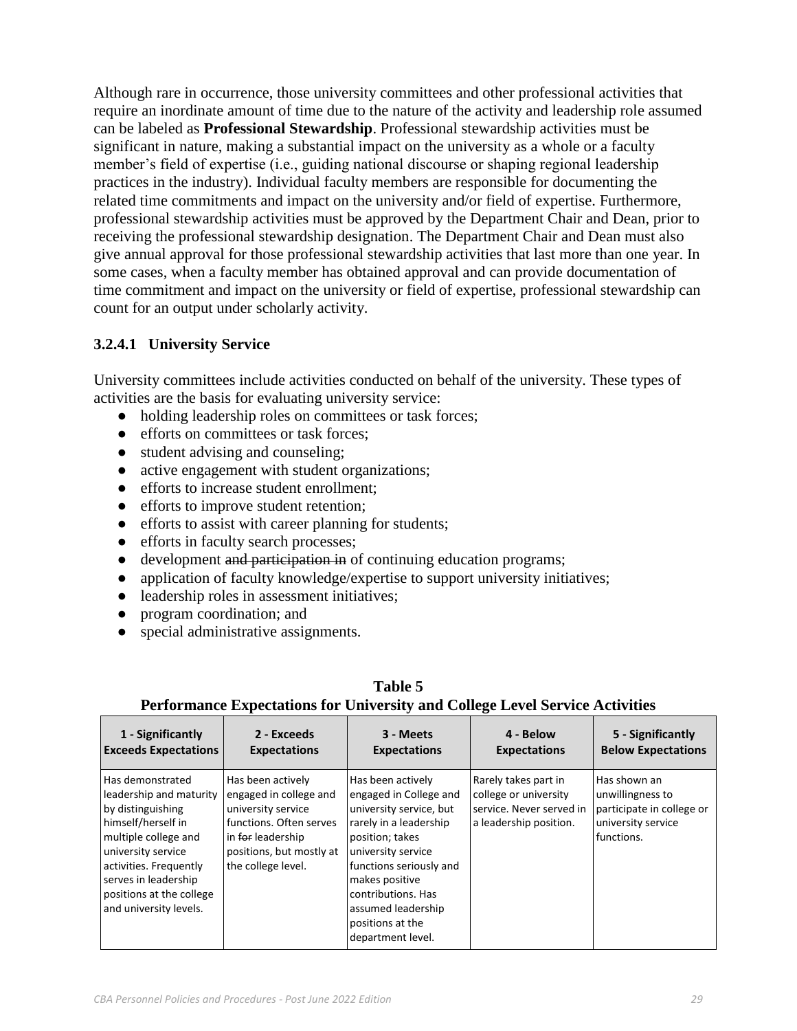Although rare in occurrence, those university committees and other professional activities that require an inordinate amount of time due to the nature of the activity and leadership role assumed can be labeled as **Professional Stewardship**. Professional stewardship activities must be significant in nature, making a substantial impact on the university as a whole or a faculty member's field of expertise (i.e., guiding national discourse or shaping regional leadership practices in the industry). Individual faculty members are responsible for documenting the related time commitments and impact on the university and/or field of expertise. Furthermore, professional stewardship activities must be approved by the Department Chair and Dean, prior to receiving the professional stewardship designation. The Department Chair and Dean must also give annual approval for those professional stewardship activities that last more than one year. In some cases, when a faculty member has obtained approval and can provide documentation of time commitment and impact on the university or field of expertise, professional stewardship can count for an output under scholarly activity.

### 3.2.4.1 University Service

University committees include activities conducted on behalf of the university. These types of activities are the basis for evaluating university service:

- holding leadership roles on committees or task forces;
- efforts on committees or task forces;
- student advising and counseling;
- active engagement with student organizations;
- efforts to increase student enrollment;
- efforts to improve student retention;
- efforts to assist with career planning for students;
- efforts in faculty search processes;
- development ~~and participation in~~ of continuing education programs;
- application of faculty knowledge/expertise to support university initiatives;
- leadership roles in assessment initiatives;
- program coordination; and
- special administrative assignments.

**Table 5**
**Performance Expectations for University and College Level Service Activities**

| 1 - Significantly Exceeds Expectations | 2 - Exceeds Expectations | 3 - Meets Expectations | 4 - Below Expectations | 5 - Significantly Below Expectations |
|---|---|---|---|---|
| Has demonstrated leadership and maturity by distinguishing himself/herself in multiple college and university service activities. Frequently serves in leadership positions at the college and university levels. | Has been actively engaged in college and university service functions. Often serves in ~~for~~ leadership positions, but mostly at the college level. | Has been actively engaged in College and university service, but rarely in a leadership position; takes university service functions seriously and makes positive contributions. Has assumed leadership positions at the department level. | Rarely takes part in college or university service. Never served in a leadership position. | Has shown an unwillingness to participate in college or university service functions. |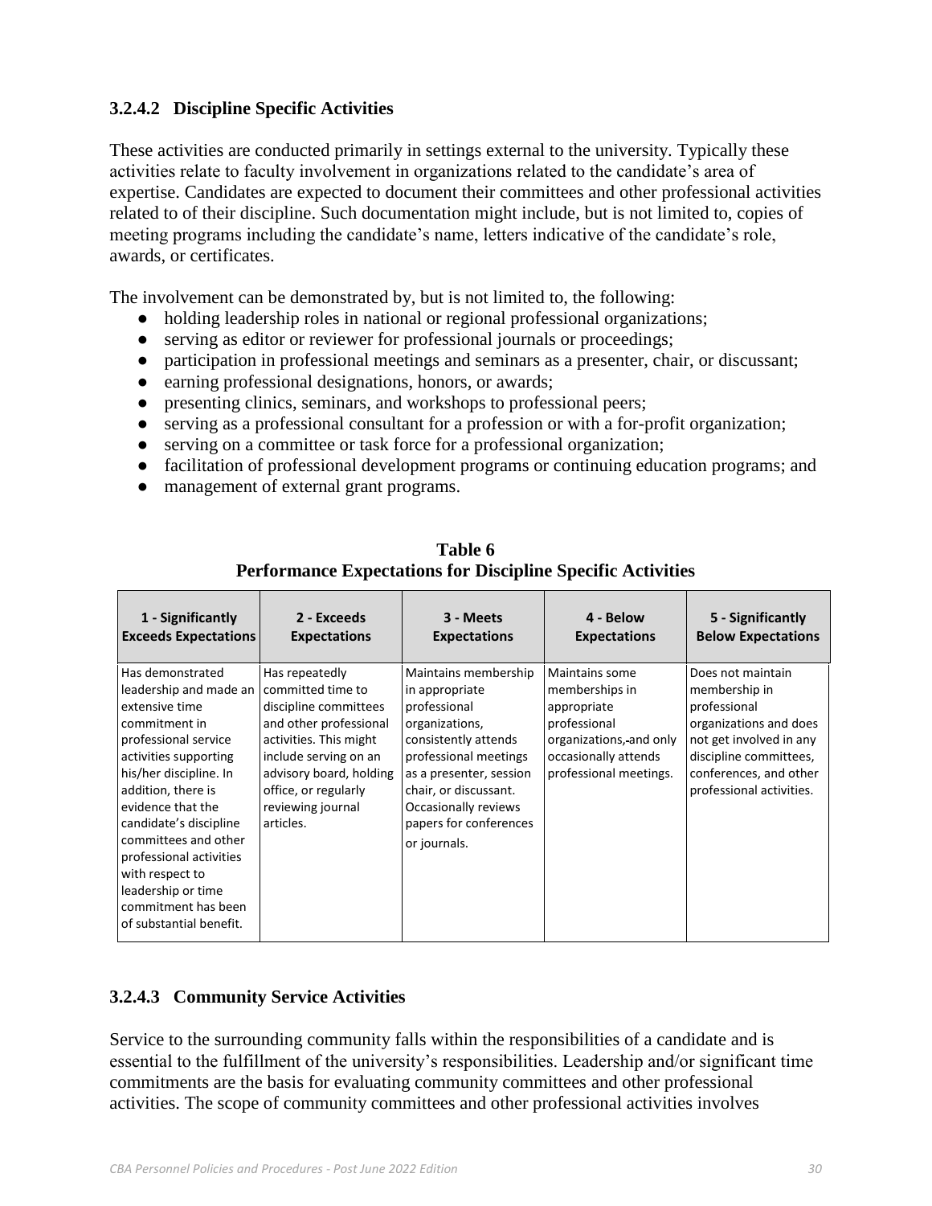### 3.2.4.2 Discipline Specific Activities

These activities are conducted primarily in settings external to the university. Typically these activities relate to faculty involvement in organizations related to the candidate's area of expertise. Candidates are expected to document their committees and other professional activities related to of their discipline. Such documentation might include, but is not limited to, copies of meeting programs including the candidate's name, letters indicative of the candidate's role, awards, or certificates.

The involvement can be demonstrated by, but is not limited to, the following:

- holding leadership roles in national or regional professional organizations;
- serving as editor or reviewer for professional journals or proceedings;
- participation in professional meetings and seminars as a presenter, chair, or discussant;
- earning professional designations, honors, or awards;
- presenting clinics, seminars, and workshops to professional peers;
- serving as a professional consultant for a profession or with a for-profit organization;
- serving on a committee or task force for a professional organization;
- facilitation of professional development programs or continuing education programs; and
- management of external grant programs.

**Table 6**
**Performance Expectations for Discipline Specific Activities**

| 1 - Significantly Exceeds Expectations | 2 - Exceeds Expectations | 3 - Meets Expectations | 4 - Below Expectations | 5 - Significantly Below Expectations |
|---|---|---|---|---|
| Has demonstrated leadership and made an extensive time commitment in professional service activities supporting his/her discipline. In addition, there is evidence that the candidate's discipline committees and other professional activities with respect to leadership or time commitment has been of substantial benefit. | Has repeatedly committed time to discipline committees and other professional activities. This might include serving on an advisory board, holding office, or regularly reviewing journal articles. | Maintains membership in appropriate professional organizations, consistently attends professional meetings as a presenter, session chair, or discussant. Occasionally reviews papers for conferences or journals. | Maintains some memberships in appropriate professional organizations, and only occasionally attends professional meetings. | Does not maintain membership in professional organizations and does not get involved in any discipline committees, conferences, and other professional activities. |

### 3.2.4.3 Community Service Activities

Service to the surrounding community falls within the responsibilities of a candidate and is essential to the fulfillment of the university's responsibilities. Leadership and/or significant time commitments are the basis for evaluating community committees and other professional activities. The scope of community committees and other professional activities involves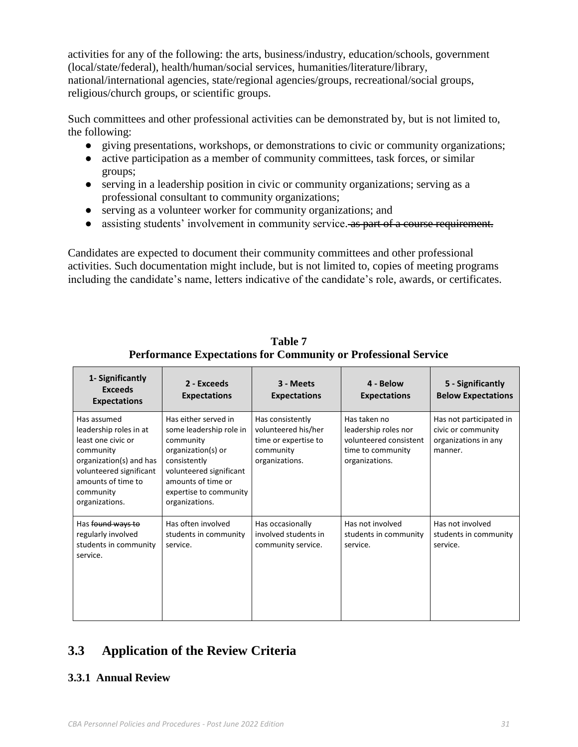activities for any of the following: the arts, business/industry, education/schools, government (local/state/federal), health/human/social services, humanities/literature/library, national/international agencies, state/regional agencies/groups, recreational/social groups, religious/church groups, or scientific groups.

Such committees and other professional activities can be demonstrated by, but is not limited to, the following:

- giving presentations, workshops, or demonstrations to civic or community organizations;
- active participation as a member of community committees, task forces, or similar groups;
- serving in a leadership position in civic or community organizations; serving as a professional consultant to community organizations;
- serving as a volunteer worker for community organizations; and
- assisting students' involvement in community service. ~~as part of a course requirement.~~

Candidates are expected to document their community committees and other professional activities. Such documentation might include, but is not limited to, copies of meeting programs including the candidate's name, letters indicative of the candidate's role, awards, or certificates.

**Table 7**
**Performance Expectations for Community or Professional Service**

| 1- Significantly Exceeds Expectations | 2 - Exceeds Expectations | 3 - Meets Expectations | 4 - Below Expectations | 5 - Significantly Below Expectations |
|---|---|---|---|---|
| Has assumed leadership roles in at least one civic or community organization(s) and has volunteered significant amounts of time to community organizations. | Has either served in some leadership role in community organization(s) or consistently volunteered significant amounts of time or expertise to community organizations. | Has consistently volunteered his/her time or expertise to community organizations. | Has taken no leadership roles nor volunteered consistent time to community organizations. | Has not participated in civic or community organizations in any manner. |
| Has ~~found ways to~~ regularly involved students in community service. | Has often involved students in community service. | Has occasionally involved students in community service. | Has not involved students in community service. | Has not involved students in community service. |

## 3.3 Application of the Review Criteria

### 3.3.1 Annual Review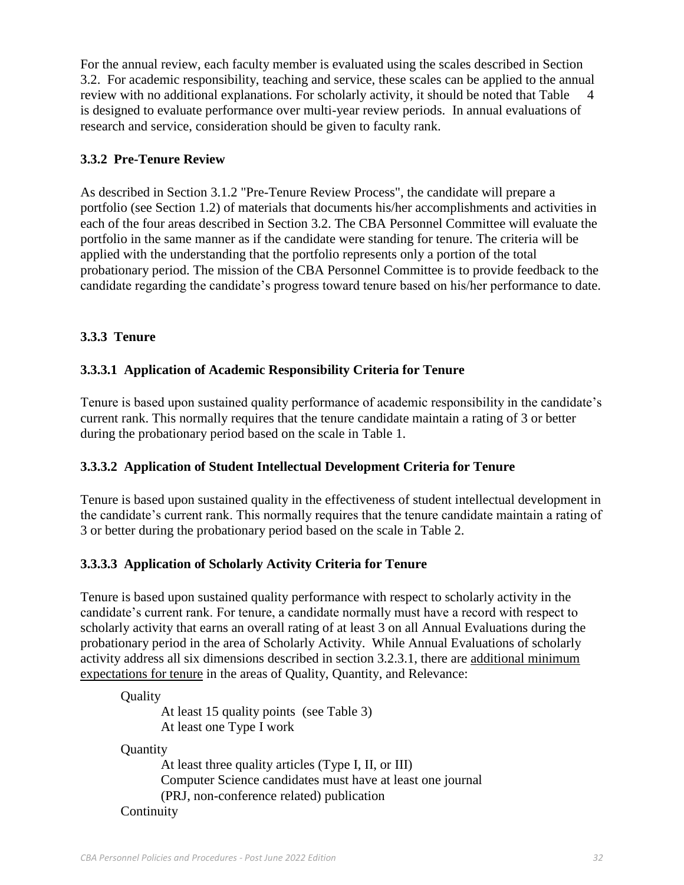For the annual review, each faculty member is evaluated using the scales described in Section 3.2. For academic responsibility, teaching and service, these scales can be applied to the annual review with no additional explanations. For scholarly activity, it should be noted that Table 4 is designed to evaluate performance over multi-year review periods. In annual evaluations of research and service, consideration should be given to faculty rank.

### 3.3.2 Pre-Tenure Review

As described in Section 3.1.2 "Pre-Tenure Review Process", the candidate will prepare a portfolio (see Section 1.2) of materials that documents his/her accomplishments and activities in each of the four areas described in Section 3.2. The CBA Personnel Committee will evaluate the portfolio in the same manner as if the candidate were standing for tenure. The criteria will be applied with the understanding that the portfolio represents only a portion of the total probationary period. The mission of the CBA Personnel Committee is to provide feedback to the candidate regarding the candidate's progress toward tenure based on his/her performance to date.

### 3.3.3 Tenure

#### 3.3.3.1 Application of Academic Responsibility Criteria for Tenure

Tenure is based upon sustained quality performance of academic responsibility in the candidate's current rank. This normally requires that the tenure candidate maintain a rating of 3 or better during the probationary period based on the scale in Table 1.

#### 3.3.3.2 Application of Student Intellectual Development Criteria for Tenure

Tenure is based upon sustained quality in the effectiveness of student intellectual development in the candidate's current rank. This normally requires that the tenure candidate maintain a rating of 3 or better during the probationary period based on the scale in Table 2.

#### 3.3.3.3 Application of Scholarly Activity Criteria for Tenure

Tenure is based upon sustained quality performance with respect to scholarly activity in the candidate's current rank. For tenure, a candidate normally must have a record with respect to scholarly activity that earns an overall rating of at least 3 on all Annual Evaluations during the probationary period in the area of Scholarly Activity. While Annual Evaluations of scholarly activity address all six dimensions described in section 3.2.3.1, there are additional minimum expectations for tenure in the areas of Quality, Quantity, and Relevance:

Quality

- At least 15 quality points (see Table 3)
- At least one Type I work

Quantity

- At least three quality articles (Type I, II, or III)
- Computer Science candidates must have at least one journal (PRJ, non-conference related) publication

Continuity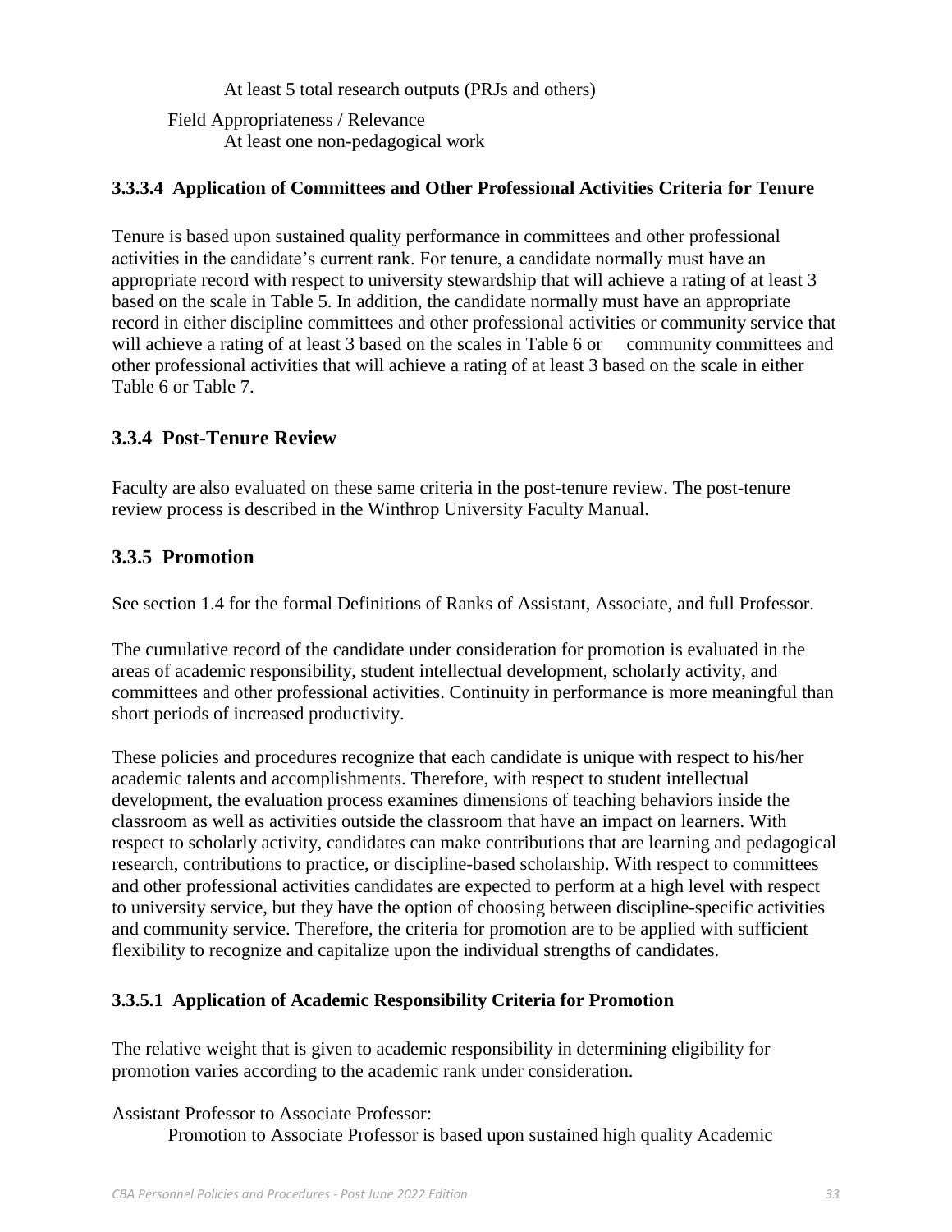At least 5 total research outputs (PRJs and others)

Field Appropriateness / Relevance
At least one non-pedagogical work

#### 3.3.3.4 Application of Committees and Other Professional Activities Criteria for Tenure

Tenure is based upon sustained quality performance in committees and other professional activities in the candidate's current rank. For tenure, a candidate normally must have an appropriate record with respect to university stewardship that will achieve a rating of at least 3 based on the scale in Table 5. In addition, the candidate normally must have an appropriate record in either discipline committees and other professional activities or community service that will achieve a rating of at least 3 based on the scales in Table 6 or community committees and other professional activities that will achieve a rating of at least 3 based on the scale in either Table 6 or Table 7.

### 3.3.4 Post-Tenure Review

Faculty are also evaluated on these same criteria in the post-tenure review. The post-tenure review process is described in the Winthrop University Faculty Manual.

### 3.3.5 Promotion

See section 1.4 for the formal Definitions of Ranks of Assistant, Associate, and full Professor.

The cumulative record of the candidate under consideration for promotion is evaluated in the areas of academic responsibility, student intellectual development, scholarly activity, and committees and other professional activities. Continuity in performance is more meaningful than short periods of increased productivity.

These policies and procedures recognize that each candidate is unique with respect to his/her academic talents and accomplishments. Therefore, with respect to student intellectual development, the evaluation process examines dimensions of teaching behaviors inside the classroom as well as activities outside the classroom that have an impact on learners. With respect to scholarly activity, candidates can make contributions that are learning and pedagogical research, contributions to practice, or discipline-based scholarship. With respect to committees and other professional activities candidates are expected to perform at a high level with respect to university service, but they have the option of choosing between discipline-specific activities and community service. Therefore, the criteria for promotion are to be applied with sufficient flexibility to recognize and capitalize upon the individual strengths of candidates.

#### 3.3.5.1 Application of Academic Responsibility Criteria for Promotion

The relative weight that is given to academic responsibility in determining eligibility for promotion varies according to the academic rank under consideration.

Assistant Professor to Associate Professor:
Promotion to Associate Professor is based upon sustained high quality Academic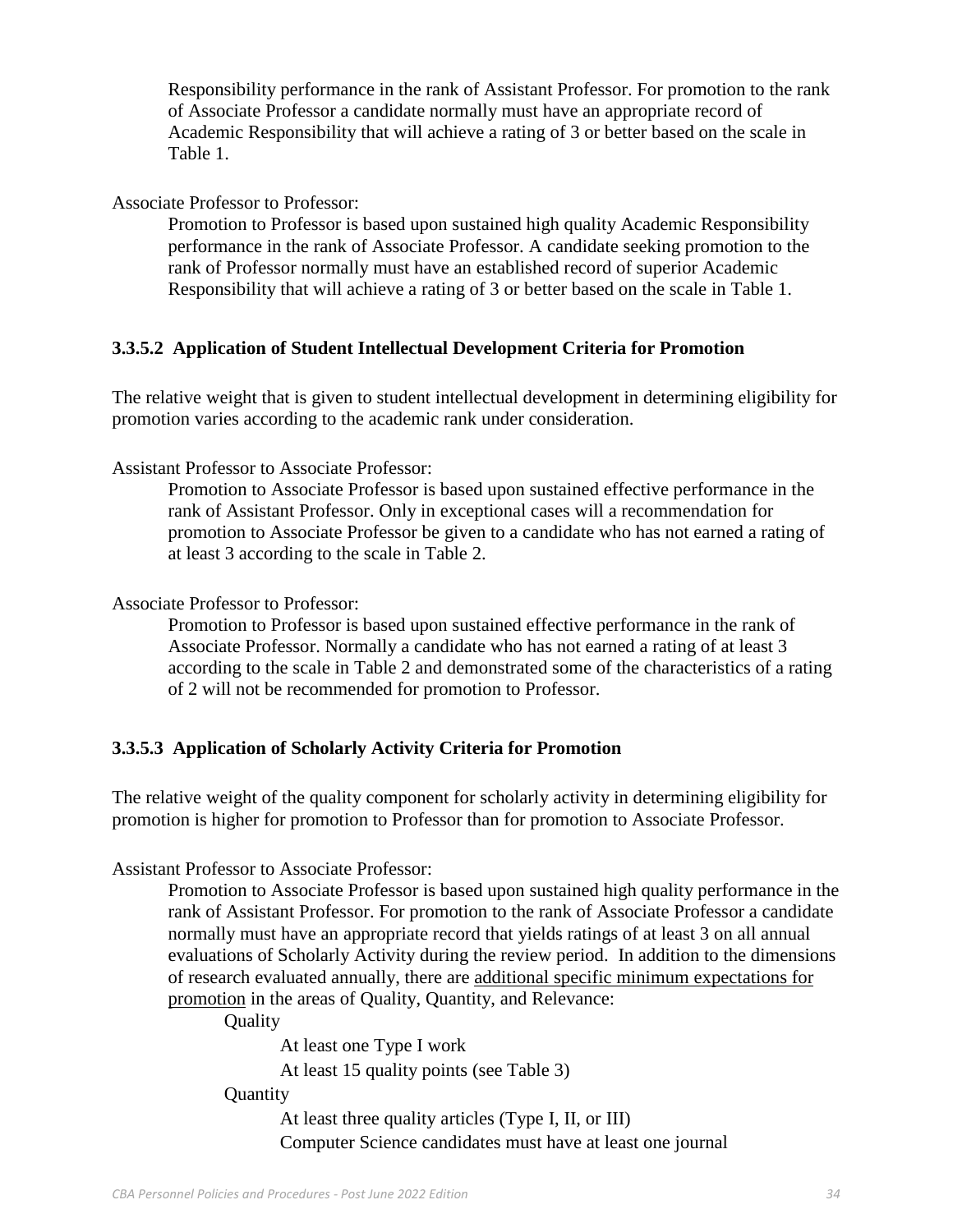Responsibility performance in the rank of Assistant Professor. For promotion to the rank of Associate Professor a candidate normally must have an appropriate record of Academic Responsibility that will achieve a rating of 3 or better based on the scale in Table 1.

Associate Professor to Professor:

Promotion to Professor is based upon sustained high quality Academic Responsibility performance in the rank of Associate Professor. A candidate seeking promotion to the rank of Professor normally must have an established record of superior Academic Responsibility that will achieve a rating of 3 or better based on the scale in Table 1.

### 3.3.5.2 Application of Student Intellectual Development Criteria for Promotion

The relative weight that is given to student intellectual development in determining eligibility for promotion varies according to the academic rank under consideration.

Assistant Professor to Associate Professor:

Promotion to Associate Professor is based upon sustained effective performance in the rank of Assistant Professor. Only in exceptional cases will a recommendation for promotion to Associate Professor be given to a candidate who has not earned a rating of at least 3 according to the scale in Table 2.

Associate Professor to Professor:

Promotion to Professor is based upon sustained effective performance in the rank of Associate Professor. Normally a candidate who has not earned a rating of at least 3 according to the scale in Table 2 and demonstrated some of the characteristics of a rating of 2 will not be recommended for promotion to Professor.

### 3.3.5.3 Application of Scholarly Activity Criteria for Promotion

The relative weight of the quality component for scholarly activity in determining eligibility for promotion is higher for promotion to Professor than for promotion to Associate Professor.

Assistant Professor to Associate Professor:

Promotion to Associate Professor is based upon sustained high quality performance in the rank of Assistant Professor. For promotion to the rank of Associate Professor a candidate normally must have an appropriate record that yields ratings of at least 3 on all annual evaluations of Scholarly Activity during the review period. In addition to the dimensions of research evaluated annually, there are <u>additional specific minimum expectations for promotion</u> in the areas of Quality, Quantity, and Relevance:

- Quality
  - At least one Type I work
  - At least 15 quality points (see Table 3)
- Quantity
  - At least three quality articles (Type I, II, or III)
  - Computer Science candidates must have at least one journal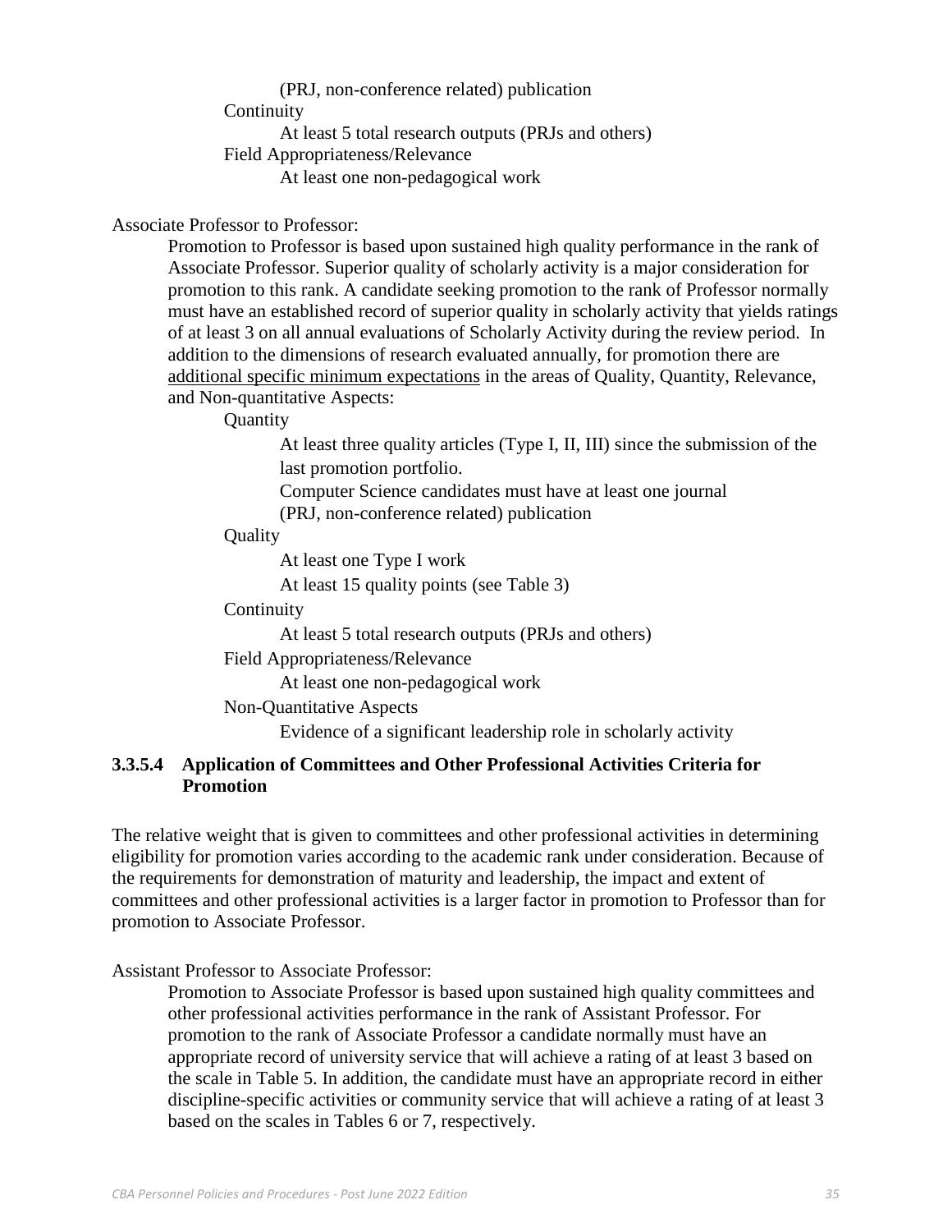(PRJ, non-conference related) publication

Continuity

At least 5 total research outputs (PRJs and others)

Field Appropriateness/Relevance

At least one non-pedagogical work

Associate Professor to Professor:

Promotion to Professor is based upon sustained high quality performance in the rank of Associate Professor. Superior quality of scholarly activity is a major consideration for promotion to this rank. A candidate seeking promotion to the rank of Professor normally must have an established record of superior quality in scholarly activity that yields ratings of at least 3 on all annual evaluations of Scholarly Activity during the review period. In addition to the dimensions of research evaluated annually, for promotion there are additional specific minimum expectations in the areas of Quality, Quantity, Relevance, and Non-quantitative Aspects:

Quantity

At least three quality articles (Type I, II, III) since the submission of the last promotion portfolio.

Computer Science candidates must have at least one journal (PRJ, non-conference related) publication

Quality

At least one Type I work

At least 15 quality points (see Table 3)

Continuity

At least 5 total research outputs (PRJs and others)

Field Appropriateness/Relevance

At least one non-pedagogical work

Non-Quantitative Aspects

Evidence of a significant leadership role in scholarly activity

#### 3.3.5.4 Application of Committees and Other Professional Activities Criteria for Promotion

The relative weight that is given to committees and other professional activities in determining eligibility for promotion varies according to the academic rank under consideration. Because of the requirements for demonstration of maturity and leadership, the impact and extent of committees and other professional activities is a larger factor in promotion to Professor than for promotion to Associate Professor.

Assistant Professor to Associate Professor:

Promotion to Associate Professor is based upon sustained high quality committees and other professional activities performance in the rank of Assistant Professor. For promotion to the rank of Associate Professor a candidate normally must have an appropriate record of university service that will achieve a rating of at least 3 based on the scale in Table 5. In addition, the candidate must have an appropriate record in either discipline-specific activities or community service that will achieve a rating of at least 3 based on the scales in Tables 6 or 7, respectively.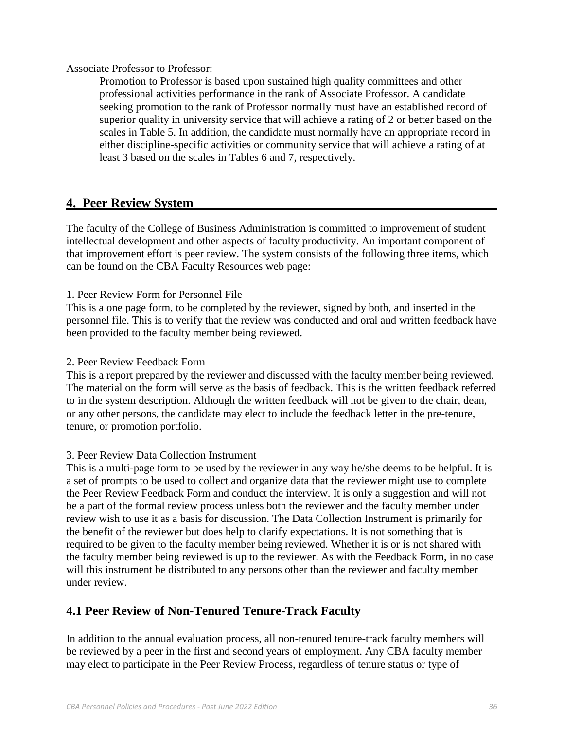Associate Professor to Professor:

Promotion to Professor is based upon sustained high quality committees and other professional activities performance in the rank of Associate Professor. A candidate seeking promotion to the rank of Professor normally must have an established record of superior quality in university service that will achieve a rating of 2 or better based on the scales in Table 5. In addition, the candidate must normally have an appropriate record in either discipline-specific activities or community service that will achieve a rating of at least 3 based on the scales in Tables 6 and 7, respectively.

## 4. Peer Review System

The faculty of the College of Business Administration is committed to improvement of student intellectual development and other aspects of faculty productivity. An important component of that improvement effort is peer review. The system consists of the following three items, which can be found on the CBA Faculty Resources web page:

1. Peer Review Form for Personnel File

This is a one page form, to be completed by the reviewer, signed by both, and inserted in the personnel file. This is to verify that the review was conducted and oral and written feedback have been provided to the faculty member being reviewed.

2. Peer Review Feedback Form

This is a report prepared by the reviewer and discussed with the faculty member being reviewed. The material on the form will serve as the basis of feedback. This is the written feedback referred to in the system description. Although the written feedback will not be given to the chair, dean, or any other persons, the candidate may elect to include the feedback letter in the pre-tenure, tenure, or promotion portfolio.

3. Peer Review Data Collection Instrument

This is a multi-page form to be used by the reviewer in any way he/she deems to be helpful. It is a set of prompts to be used to collect and organize data that the reviewer might use to complete the Peer Review Feedback Form and conduct the interview. It is only a suggestion and will not be a part of the formal review process unless both the reviewer and the faculty member under review wish to use it as a basis for discussion. The Data Collection Instrument is primarily for the benefit of the reviewer but does help to clarify expectations. It is not something that is required to be given to the faculty member being reviewed. Whether it is or is not shared with the faculty member being reviewed is up to the reviewer. As with the Feedback Form, in no case will this instrument be distributed to any persons other than the reviewer and faculty member under review.

### 4.1 Peer Review of Non-Tenured Tenure-Track Faculty

In addition to the annual evaluation process, all non-tenured tenure-track faculty members will be reviewed by a peer in the first and second years of employment. Any CBA faculty member may elect to participate in the Peer Review Process, regardless of tenure status or type of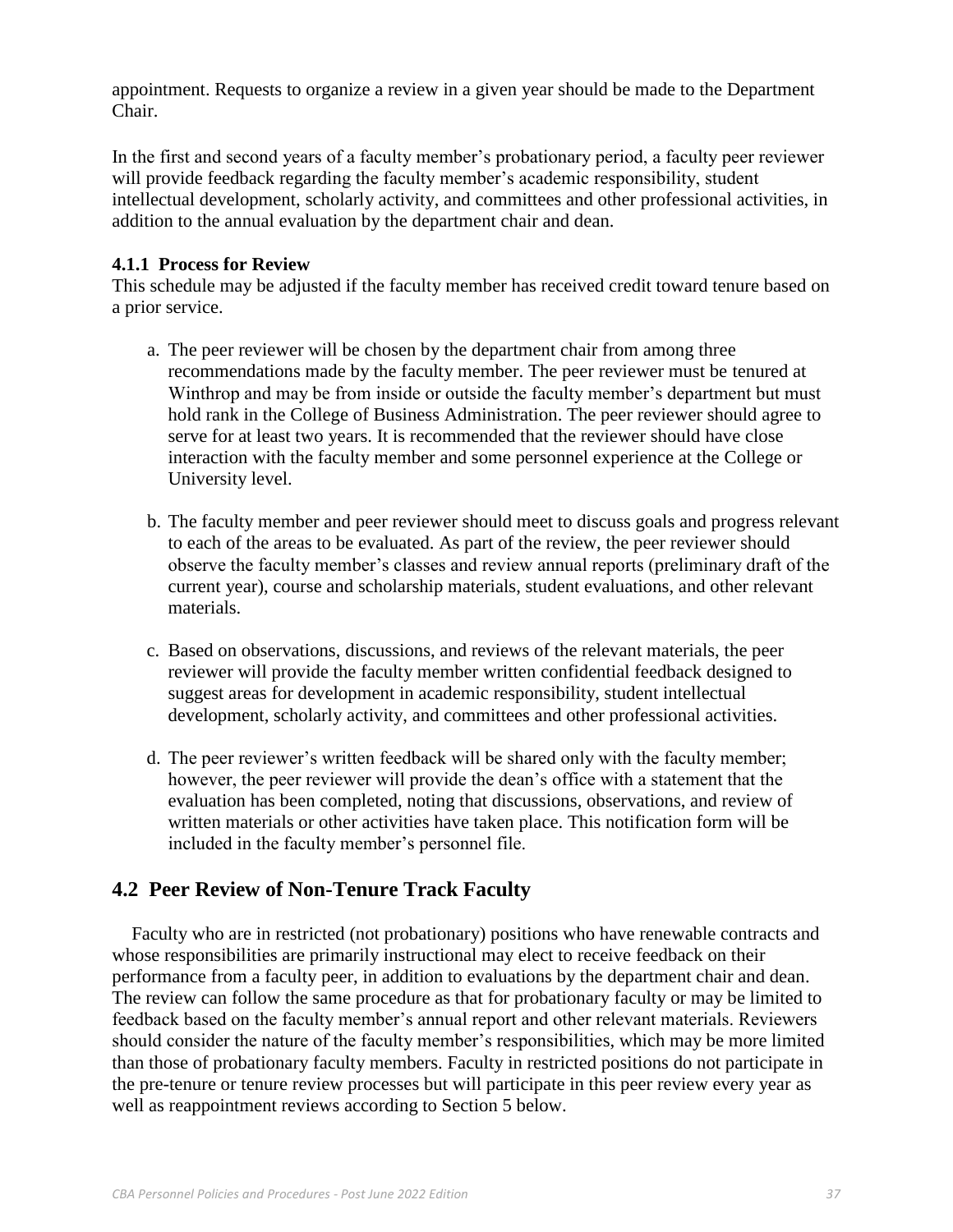appointment. Requests to organize a review in a given year should be made to the Department Chair.

In the first and second years of a faculty member's probationary period, a faculty peer reviewer will provide feedback regarding the faculty member's academic responsibility, student intellectual development, scholarly activity, and committees and other professional activities, in addition to the annual evaluation by the department chair and dean.

#### 4.1.1 Process for Review

This schedule may be adjusted if the faculty member has received credit toward tenure based on a prior service.

a. The peer reviewer will be chosen by the department chair from among three recommendations made by the faculty member. The peer reviewer must be tenured at Winthrop and may be from inside or outside the faculty member's department but must hold rank in the College of Business Administration. The peer reviewer should agree to serve for at least two years. It is recommended that the reviewer should have close interaction with the faculty member and some personnel experience at the College or University level.

b. The faculty member and peer reviewer should meet to discuss goals and progress relevant to each of the areas to be evaluated. As part of the review, the peer reviewer should observe the faculty member's classes and review annual reports (preliminary draft of the current year), course and scholarship materials, student evaluations, and other relevant materials.

c. Based on observations, discussions, and reviews of the relevant materials, the peer reviewer will provide the faculty member written confidential feedback designed to suggest areas for development in academic responsibility, student intellectual development, scholarly activity, and committees and other professional activities.

d. The peer reviewer's written feedback will be shared only with the faculty member; however, the peer reviewer will provide the dean's office with a statement that the evaluation has been completed, noting that discussions, observations, and review of written materials or other activities have taken place. This notification form will be included in the faculty member's personnel file.

## 4.2 Peer Review of Non-Tenure Track Faculty

Faculty who are in restricted (not probationary) positions who have renewable contracts and whose responsibilities are primarily instructional may elect to receive feedback on their performance from a faculty peer, in addition to evaluations by the department chair and dean. The review can follow the same procedure as that for probationary faculty or may be limited to feedback based on the faculty member's annual report and other relevant materials. Reviewers should consider the nature of the faculty member's responsibilities, which may be more limited than those of probationary faculty members. Faculty in restricted positions do not participate in the pre-tenure or tenure review processes but will participate in this peer review every year as well as reappointment reviews according to Section 5 below.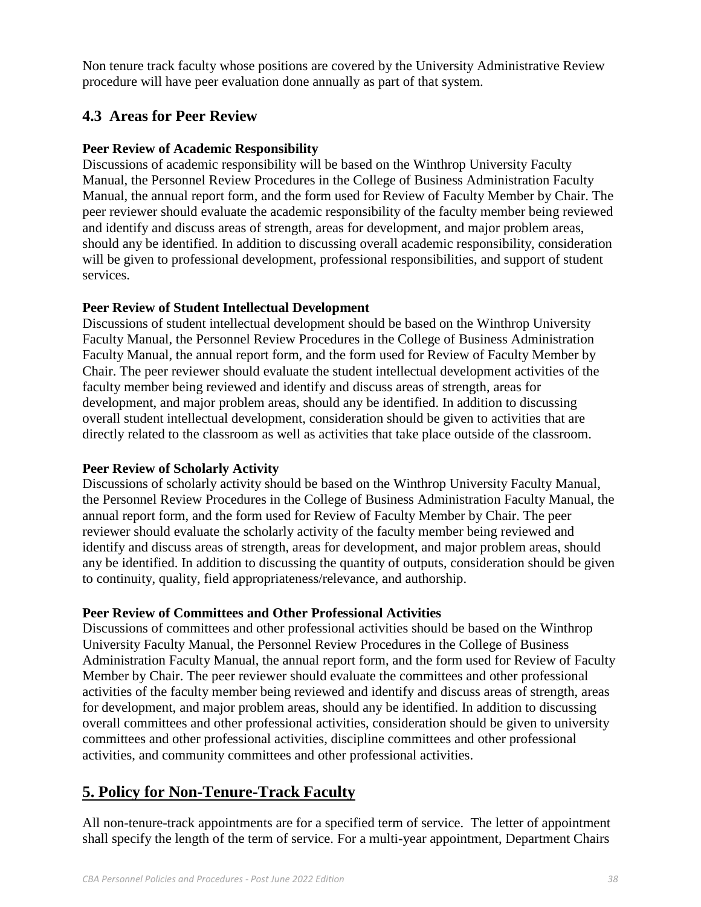Non tenure track faculty whose positions are covered by the University Administrative Review procedure will have peer evaluation done annually as part of that system.

## 4.3 Areas for Peer Review

**Peer Review of Academic Responsibility**

Discussions of academic responsibility will be based on the Winthrop University Faculty Manual, the Personnel Review Procedures in the College of Business Administration Faculty Manual, the annual report form, and the form used for Review of Faculty Member by Chair. The peer reviewer should evaluate the academic responsibility of the faculty member being reviewed and identify and discuss areas of strength, areas for development, and major problem areas, should any be identified. In addition to discussing overall academic responsibility, consideration will be given to professional development, professional responsibilities, and support of student services.

**Peer Review of Student Intellectual Development**

Discussions of student intellectual development should be based on the Winthrop University Faculty Manual, the Personnel Review Procedures in the College of Business Administration Faculty Manual, the annual report form, and the form used for Review of Faculty Member by Chair. The peer reviewer should evaluate the student intellectual development activities of the faculty member being reviewed and identify and discuss areas of strength, areas for development, and major problem areas, should any be identified. In addition to discussing overall student intellectual development, consideration should be given to activities that are directly related to the classroom as well as activities that take place outside of the classroom.

**Peer Review of Scholarly Activity**

Discussions of scholarly activity should be based on the Winthrop University Faculty Manual, the Personnel Review Procedures in the College of Business Administration Faculty Manual, the annual report form, and the form used for Review of Faculty Member by Chair. The peer reviewer should evaluate the scholarly activity of the faculty member being reviewed and identify and discuss areas of strength, areas for development, and major problem areas, should any be identified. In addition to discussing the quantity of outputs, consideration should be given to continuity, quality, field appropriateness/relevance, and authorship.

**Peer Review of Committees and Other Professional Activities**

Discussions of committees and other professional activities should be based on the Winthrop University Faculty Manual, the Personnel Review Procedures in the College of Business Administration Faculty Manual, the annual report form, and the form used for Review of Faculty Member by Chair. The peer reviewer should evaluate the committees and other professional activities of the faculty member being reviewed and identify and discuss areas of strength, areas for development, and major problem areas, should any be identified. In addition to discussing overall committees and other professional activities, consideration should be given to university committees and other professional activities, discipline committees and other professional activities, and community committees and other professional activities.

# 5. Policy for Non-Tenure-Track Faculty

All non-tenure-track appointments are for a specified term of service. The letter of appointment shall specify the length of the term of service. For a multi-year appointment, Department Chairs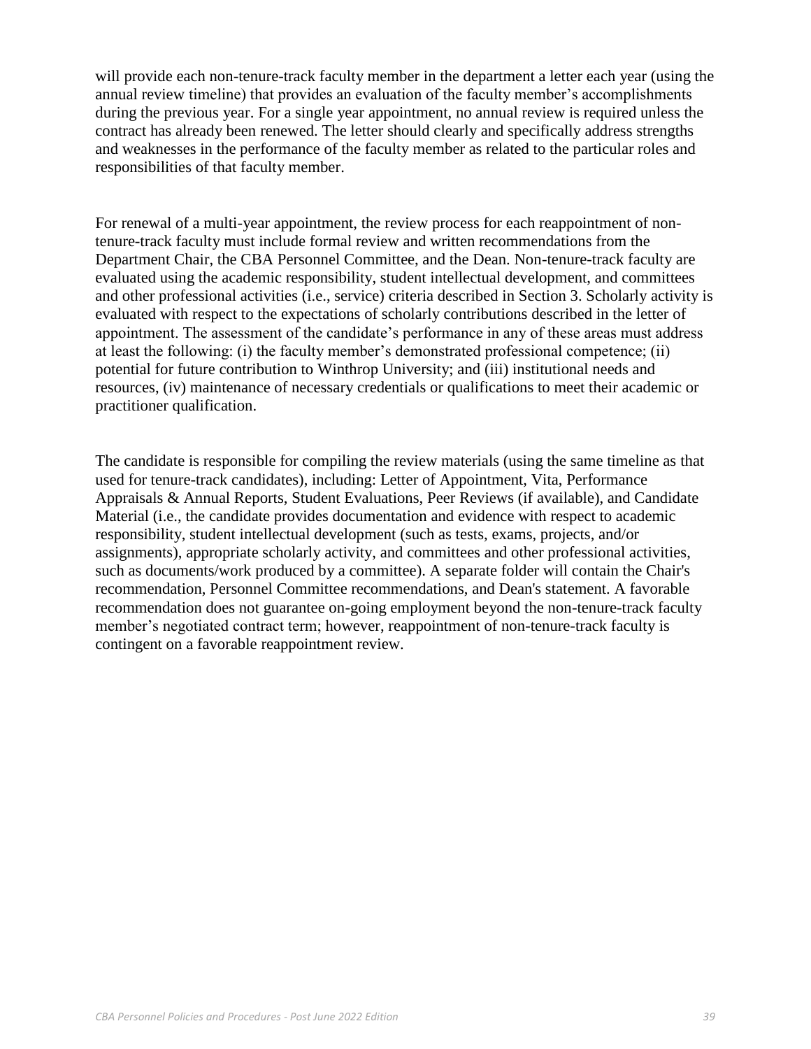will provide each non-tenure-track faculty member in the department a letter each year (using the annual review timeline) that provides an evaluation of the faculty member's accomplishments during the previous year. For a single year appointment, no annual review is required unless the contract has already been renewed. The letter should clearly and specifically address strengths and weaknesses in the performance of the faculty member as related to the particular roles and responsibilities of that faculty member.

For renewal of a multi-year appointment, the review process for each reappointment of non-tenure-track faculty must include formal review and written recommendations from the Department Chair, the CBA Personnel Committee, and the Dean. Non-tenure-track faculty are evaluated using the academic responsibility, student intellectual development, and committees and other professional activities (i.e., service) criteria described in Section 3. Scholarly activity is evaluated with respect to the expectations of scholarly contributions described in the letter of appointment. The assessment of the candidate's performance in any of these areas must address at least the following: (i) the faculty member's demonstrated professional competence; (ii) potential for future contribution to Winthrop University; and (iii) institutional needs and resources, (iv) maintenance of necessary credentials or qualifications to meet their academic or practitioner qualification.

The candidate is responsible for compiling the review materials (using the same timeline as that used for tenure-track candidates), including: Letter of Appointment, Vita, Performance Appraisals & Annual Reports, Student Evaluations, Peer Reviews (if available), and Candidate Material (i.e., the candidate provides documentation and evidence with respect to academic responsibility, student intellectual development (such as tests, exams, projects, and/or assignments), appropriate scholarly activity, and committees and other professional activities, such as documents/work produced by a committee). A separate folder will contain the Chair's recommendation, Personnel Committee recommendations, and Dean's statement. A favorable recommendation does not guarantee on-going employment beyond the non-tenure-track faculty member's negotiated contract term; however, reappointment of non-tenure-track faculty is contingent on a favorable reappointment review.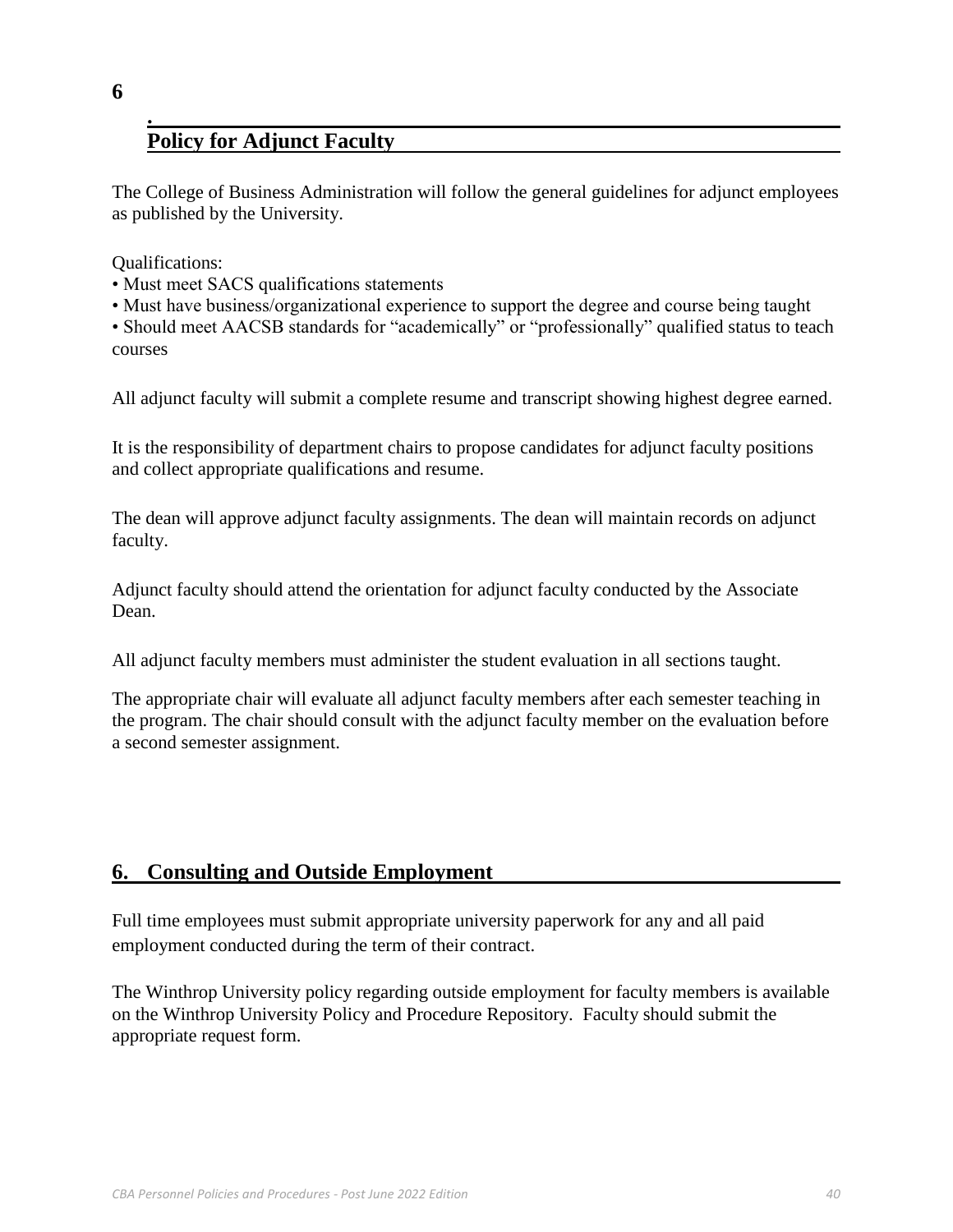## 6. Policy for Adjunct Faculty

The College of Business Administration will follow the general guidelines for adjunct employees as published by the University.

Qualifications:

- Must meet SACS qualifications statements
- Must have business/organizational experience to support the degree and course being taught
- Should meet AACSB standards for "academically" or "professionally" qualified status to teach courses

All adjunct faculty will submit a complete resume and transcript showing highest degree earned.

It is the responsibility of department chairs to propose candidates for adjunct faculty positions and collect appropriate qualifications and resume.

The dean will approve adjunct faculty assignments. The dean will maintain records on adjunct faculty.

Adjunct faculty should attend the orientation for adjunct faculty conducted by the Associate Dean.

All adjunct faculty members must administer the student evaluation in all sections taught.

The appropriate chair will evaluate all adjunct faculty members after each semester teaching in the program. The chair should consult with the adjunct faculty member on the evaluation before a second semester assignment.

## 6. Consulting and Outside Employment

Full time employees must submit appropriate university paperwork for any and all paid employment conducted during the term of their contract.

The Winthrop University policy regarding outside employment for faculty members is available on the Winthrop University Policy and Procedure Repository. Faculty should submit the appropriate request form.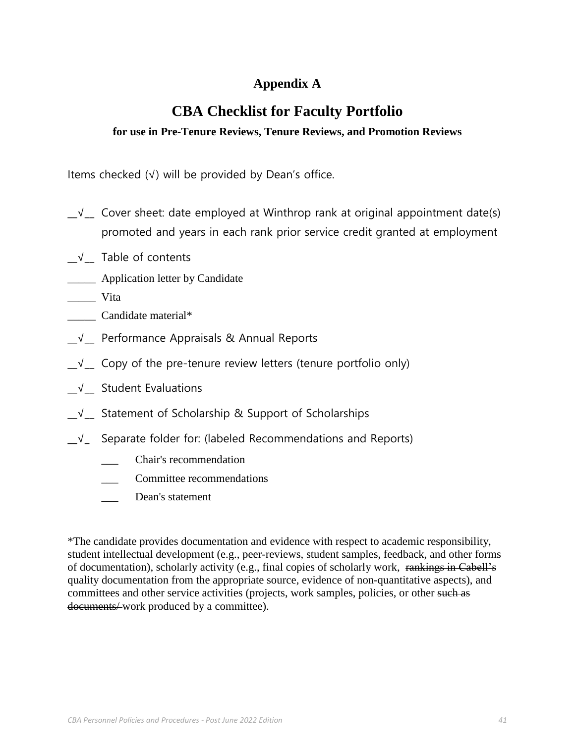# Appendix A

## CBA Checklist for Faculty Portfolio

**for use in Pre-Tenure Reviews, Tenure Reviews, and Promotion Reviews**

Items checked (√) will be provided by Dean's office.

__√__ Cover sheet: date employed at Winthrop rank at original appointment date(s) promoted and years in each rank prior service credit granted at employment

__√__ Table of contents

_____ Application letter by Candidate

_____ Vita

_____ Candidate material*

__√__ Performance Appraisals & Annual Reports

__√__ Copy of the pre-tenure review letters (tenure portfolio only)

__√__ Student Evaluations

__√__ Statement of Scholarship & Support of Scholarships

__√_ Separate folder for: (labeled Recommendations and Reports)

- ___ Chair's recommendation
- ___ Committee recommendations
- ___ Dean's statement

*The candidate provides documentation and evidence with respect to academic responsibility, student intellectual development (e.g., peer-reviews, student samples, feedback, and other forms of documentation), scholarly activity (e.g., final copies of scholarly work, ~~rankings in Cabell's~~ quality documentation from the appropriate source, evidence of non-quantitative aspects), and committees and other service activities (projects, work samples, policies, or other ~~such as documents/~~ work produced by a committee).